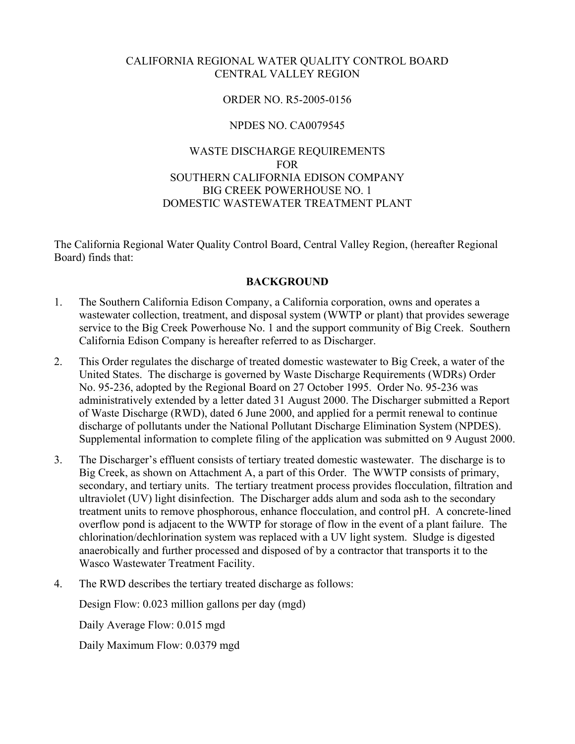CALIFORNIA REGIONAL WATER QUALITY CONTROL BOARD
CENTRAL VALLEY REGION

ORDER NO. R5-2005-0156

NPDES NO. CA0079545

WASTE DISCHARGE REQUIREMENTS
FOR
SOUTHERN CALIFORNIA EDISON COMPANY
BIG CREEK POWERHOUSE NO. 1
DOMESTIC WASTEWATER TREATMENT PLANT

The California Regional Water Quality Control Board, Central Valley Region, (hereafter Regional Board) finds that:

**BACKGROUND**

1. The Southern California Edison Company, a California corporation, owns and operates a wastewater collection, treatment, and disposal system (WWTP or plant) that provides sewerage service to the Big Creek Powerhouse No. 1 and the support community of Big Creek. Southern California Edison Company is hereafter referred to as Discharger.

2. This Order regulates the discharge of treated domestic wastewater to Big Creek, a water of the United States. The discharge is governed by Waste Discharge Requirements (WDRs) Order No. 95-236, adopted by the Regional Board on 27 October 1995. Order No. 95-236 was administratively extended by a letter dated 31 August 2000. The Discharger submitted a Report of Waste Discharge (RWD), dated 6 June 2000, and applied for a permit renewal to continue discharge of pollutants under the National Pollutant Discharge Elimination System (NPDES). Supplemental information to complete filing of the application was submitted on 9 August 2000.

3. The Discharger's effluent consists of tertiary treated domestic wastewater. The discharge is to Big Creek, as shown on Attachment A, a part of this Order. The WWTP consists of primary, secondary, and tertiary units. The tertiary treatment process provides flocculation, filtration and ultraviolet (UV) light disinfection. The Discharger adds alum and soda ash to the secondary treatment units to remove phosphorous, enhance flocculation, and control pH. A concrete-lined overflow pond is adjacent to the WWTP for storage of flow in the event of a plant failure. The chlorination/dechlorination system was replaced with a UV light system. Sludge is digested anaerobically and further processed and disposed of by a contractor that transports it to the Wasco Wastewater Treatment Facility.

4. The RWD describes the tertiary treated discharge as follows:

   Design Flow: 0.023 million gallons per day (mgd)

   Daily Average Flow: 0.015 mgd

   Daily Maximum Flow: 0.0379 mgd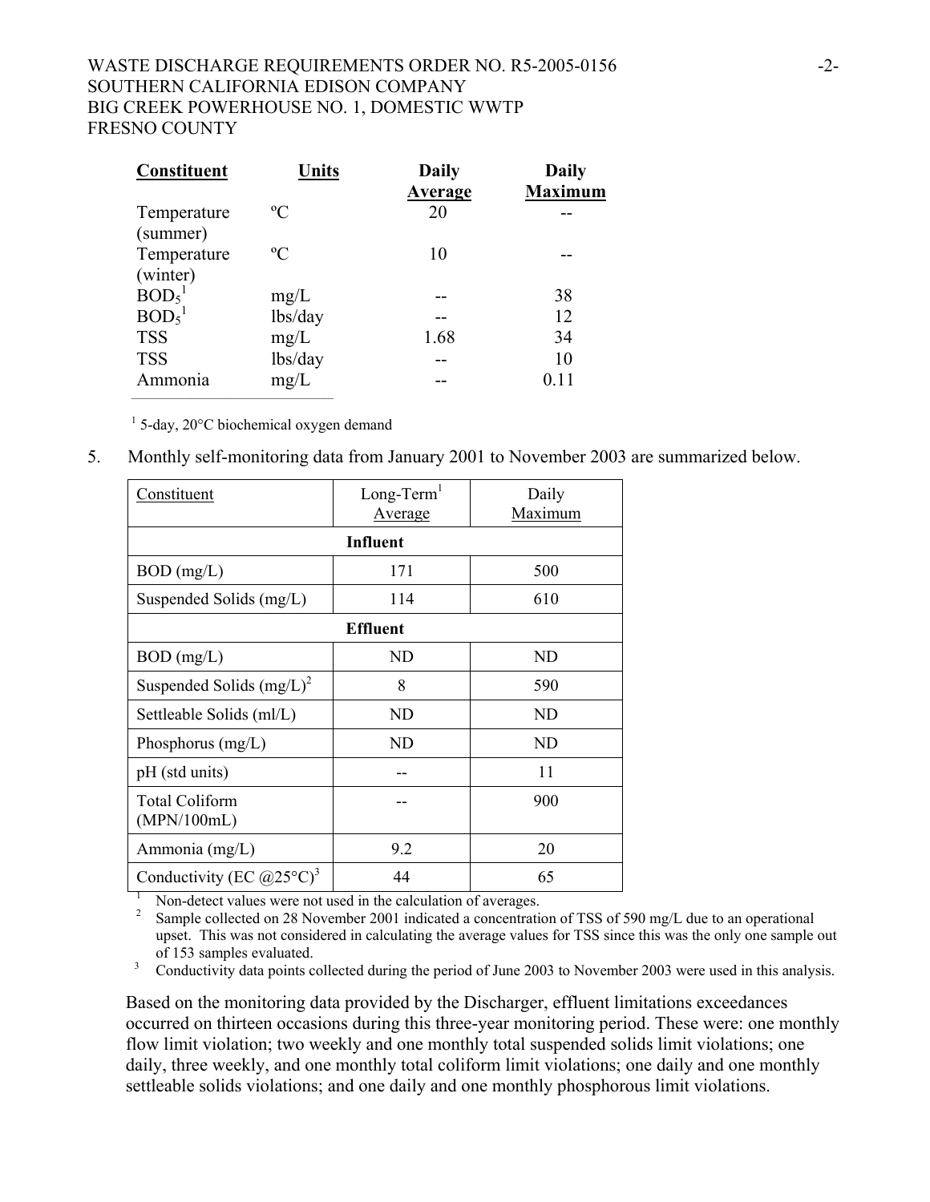| Constituent | Units | Daily Average | Daily Maximum |
|---|---|---|---|
| Temperature (summer) | ºC | 20 | -- |
| Temperature (winter) | ºC | 10 | -- |
| $BOD_5$[1] | mg/L | -- | 38 |
| $BOD_5$[1] | lbs/day | -- | 12 |
| TSS | mg/L | 1.68 | 34 |
| TSS | lbs/day | -- | 10 |
| Ammonia | mg/L | -- | 0.11 |

[1] 5-day, 20°C biochemical oxygen demand

5. Monthly self-monitoring data from January 2001 to November 2003 are summarized below.

| Constituent | Long-Term[1] Average | Daily Maximum |
|---|---|---|
| **Influent** | | |
| BOD (mg/L) | 171 | 500 |
| Suspended Solids (mg/L) | 114 | 610 |
| **Effluent** | | |
| BOD (mg/L) | ND | ND |
| Suspended Solids (mg/L)[2] | 8 | 590 |
| Settleable Solids (ml/L) | ND | ND |
| Phosphorus (mg/L) | ND | ND |
| pH (std units) | -- | 11 |
| Total Coliform (MPN/100mL) | -- | 900 |
| Ammonia (mg/L) | 9.2 | 20 |
| Conductivity (EC @25°C)[3] | 44 | 65 |

[1] Non-detect values were not used in the calculation of averages.

[2] Sample collected on 28 November 2001 indicated a concentration of TSS of 590 mg/L due to an operational upset. This was not considered in calculating the average values for TSS since this was the only one sample out of 153 samples evaluated.

[3] Conductivity data points collected during the period of June 2003 to November 2003 were used in this analysis.

Based on the monitoring data provided by the Discharger, effluent limitations exceedances occurred on thirteen occasions during this three-year monitoring period. These were: one monthly flow limit violation; two weekly and one monthly total suspended solids limit violations; one daily, three weekly, and one monthly total coliform limit violations; one daily and one monthly settleable solids violations; and one daily and one monthly phosphorous limit violations.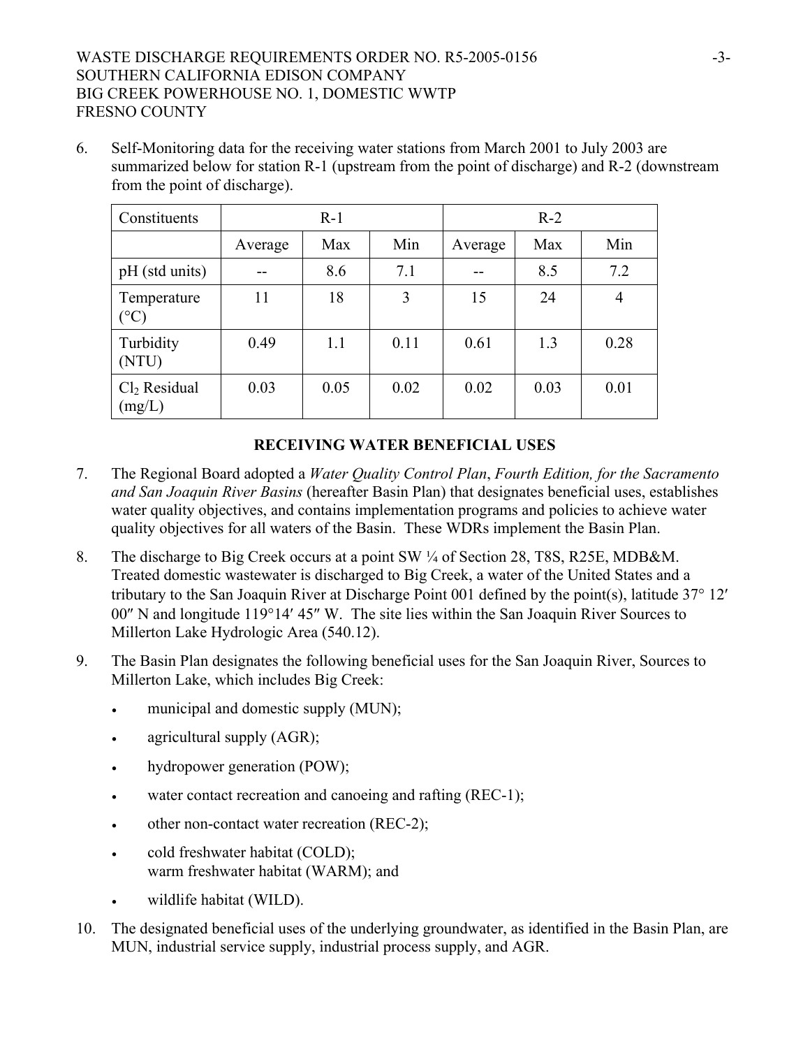6. Self-Monitoring data for the receiving water stations from March 2001 to July 2003 are summarized below for station R-1 (upstream from the point of discharge) and R-2 (downstream from the point of discharge).

| Constituents | R-1 | | | R-2 | | |
|---|---|---|---|---|---|---|
| | Average | Max | Min | Average | Max | Min |
| pH (std units) | -- | 8.6 | 7.1 | -- | 8.5 | 7.2 |
| Temperature (°C) | 11 | 18 | 3 | 15 | 24 | 4 |
| Turbidity (NTU) | 0.49 | 1.1 | 0.11 | 0.61 | 1.3 | 0.28 |
| $Cl_2$ Residual (mg/L) | 0.03 | 0.05 | 0.02 | 0.02 | 0.03 | 0.01 |

**RECEIVING WATER BENEFICIAL USES**

7. The Regional Board adopted a *Water Quality Control Plan*, *Fourth Edition, for the Sacramento and San Joaquin River Basins* (hereafter Basin Plan) that designates beneficial uses, establishes water quality objectives, and contains implementation programs and policies to achieve water quality objectives for all waters of the Basin. These WDRs implement the Basin Plan.

8. The discharge to Big Creek occurs at a point SW ¼ of Section 28, T8S, R25E, MDB&M. Treated domestic wastewater is discharged to Big Creek, a water of the United States and a tributary to the San Joaquin River at Discharge Point 001 defined by the point(s), latitude 37° 12′ 00″ N and longitude 119°14′ 45″ W. The site lies within the San Joaquin River Sources to Millerton Lake Hydrologic Area (540.12).

9. The Basin Plan designates the following beneficial uses for the San Joaquin River, Sources to Millerton Lake, which includes Big Creek:

   - municipal and domestic supply (MUN);
   - agricultural supply (AGR);
   - hydropower generation (POW);
   - water contact recreation and canoeing and rafting (REC-1);
   - other non-contact water recreation (REC-2);
   - cold freshwater habitat (COLD);
     warm freshwater habitat (WARM); and
   - wildlife habitat (WILD).

10. The designated beneficial uses of the underlying groundwater, as identified in the Basin Plan, are MUN, industrial service supply, industrial process supply, and AGR.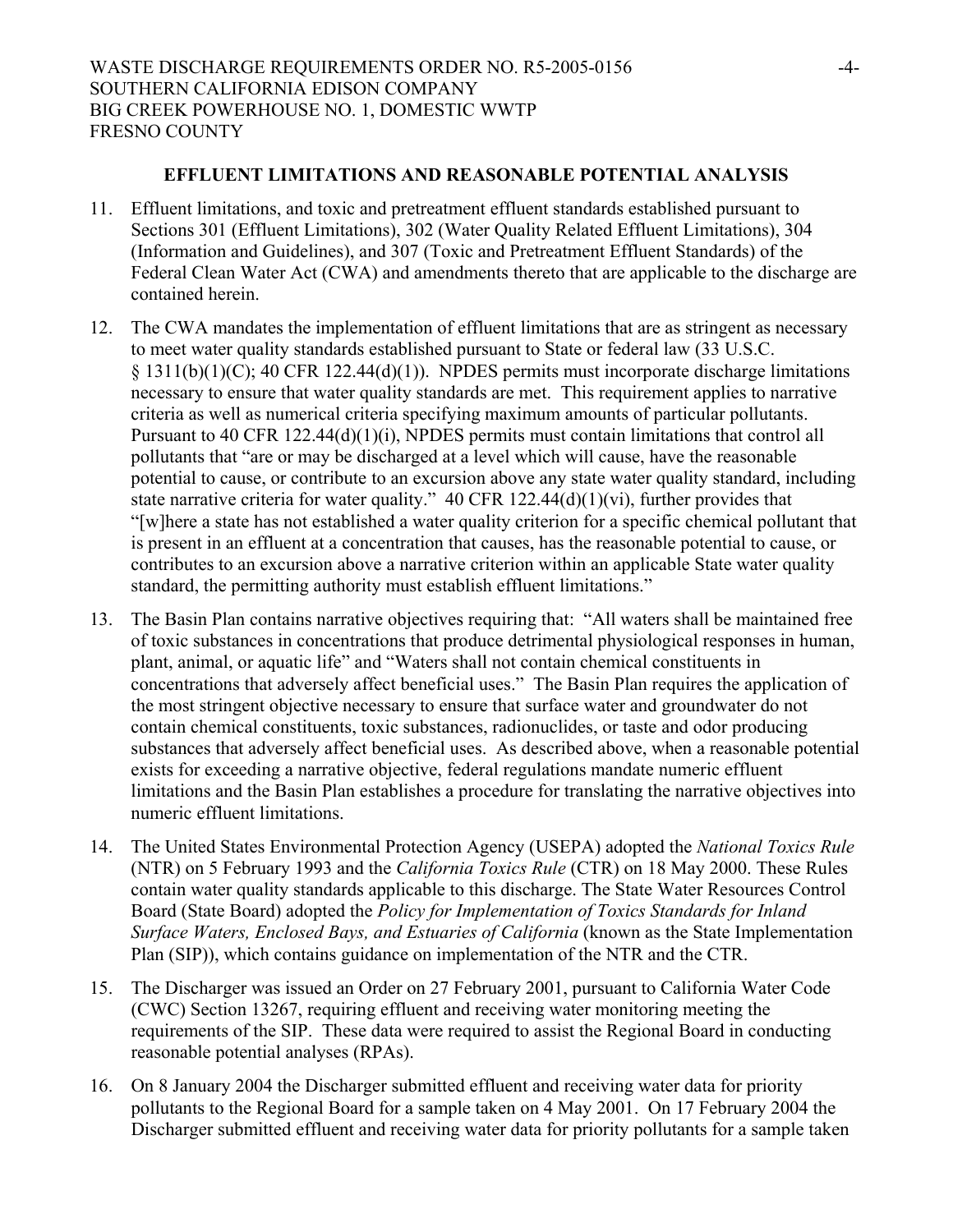**EFFLUENT LIMITATIONS AND REASONABLE POTENTIAL ANALYSIS**

11. Effluent limitations, and toxic and pretreatment effluent standards established pursuant to Sections 301 (Effluent Limitations), 302 (Water Quality Related Effluent Limitations), 304 (Information and Guidelines), and 307 (Toxic and Pretreatment Effluent Standards) of the Federal Clean Water Act (CWA) and amendments thereto that are applicable to the discharge are contained herein.

12. The CWA mandates the implementation of effluent limitations that are as stringent as necessary to meet water quality standards established pursuant to State or federal law (33 U.S.C. § 1311(b)(1)(C); 40 CFR 122.44(d)(1)). NPDES permits must incorporate discharge limitations necessary to ensure that water quality standards are met. This requirement applies to narrative criteria as well as numerical criteria specifying maximum amounts of particular pollutants. Pursuant to 40 CFR 122.44(d)(1)(i), NPDES permits must contain limitations that control all pollutants that "are or may be discharged at a level which will cause, have the reasonable potential to cause, or contribute to an excursion above any state water quality standard, including state narrative criteria for water quality." 40 CFR 122.44(d)(1)(vi), further provides that "[w]here a state has not established a water quality criterion for a specific chemical pollutant that is present in an effluent at a concentration that causes, has the reasonable potential to cause, or contributes to an excursion above a narrative criterion within an applicable State water quality standard, the permitting authority must establish effluent limitations."

13. The Basin Plan contains narrative objectives requiring that: "All waters shall be maintained free of toxic substances in concentrations that produce detrimental physiological responses in human, plant, animal, or aquatic life" and "Waters shall not contain chemical constituents in concentrations that adversely affect beneficial uses." The Basin Plan requires the application of the most stringent objective necessary to ensure that surface water and groundwater do not contain chemical constituents, toxic substances, radionuclides, or taste and odor producing substances that adversely affect beneficial uses. As described above, when a reasonable potential exists for exceeding a narrative objective, federal regulations mandate numeric effluent limitations and the Basin Plan establishes a procedure for translating the narrative objectives into numeric effluent limitations.

14. The United States Environmental Protection Agency (USEPA) adopted the *National Toxics Rule* (NTR) on 5 February 1993 and the *California Toxics Rule* (CTR) on 18 May 2000. These Rules contain water quality standards applicable to this discharge. The State Water Resources Control Board (State Board) adopted the *Policy for Implementation of Toxics Standards for Inland Surface Waters, Enclosed Bays, and Estuaries of California* (known as the State Implementation Plan (SIP)), which contains guidance on implementation of the NTR and the CTR.

15. The Discharger was issued an Order on 27 February 2001, pursuant to California Water Code (CWC) Section 13267, requiring effluent and receiving water monitoring meeting the requirements of the SIP. These data were required to assist the Regional Board in conducting reasonable potential analyses (RPAs).

16. On 8 January 2004 the Discharger submitted effluent and receiving water data for priority pollutants to the Regional Board for a sample taken on 4 May 2001. On 17 February 2004 the Discharger submitted effluent and receiving water data for priority pollutants for a sample taken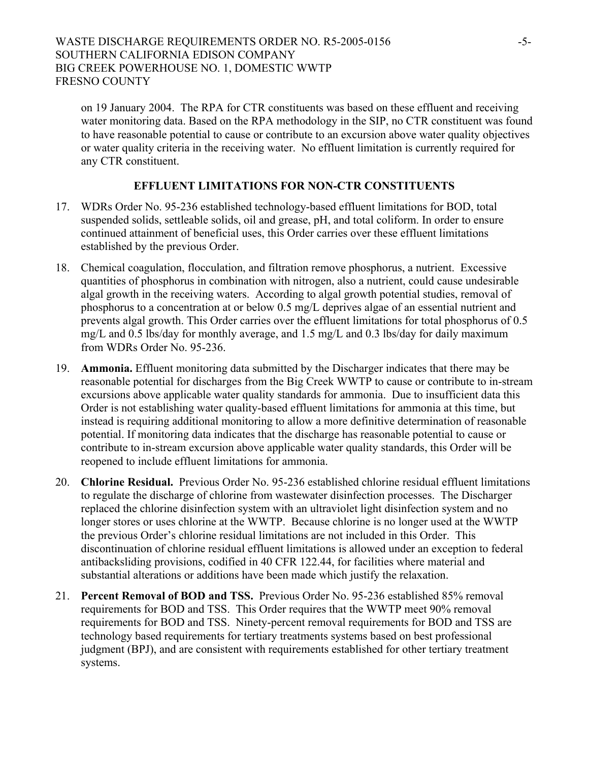on 19 January 2004. The RPA for CTR constituents was based on these effluent and receiving water monitoring data. Based on the RPA methodology in the SIP, no CTR constituent was found to have reasonable potential to cause or contribute to an excursion above water quality objectives or water quality criteria in the receiving water. No effluent limitation is currently required for any CTR constituent.

## EFFLUENT LIMITATIONS FOR NON-CTR CONSTITUENTS

17. WDRs Order No. 95-236 established technology-based effluent limitations for BOD, total suspended solids, settleable solids, oil and grease, pH, and total coliform. In order to ensure continued attainment of beneficial uses, this Order carries over these effluent limitations established by the previous Order.

18. Chemical coagulation, flocculation, and filtration remove phosphorus, a nutrient. Excessive quantities of phosphorus in combination with nitrogen, also a nutrient, could cause undesirable algal growth in the receiving waters. According to algal growth potential studies, removal of phosphorus to a concentration at or below 0.5 mg/L deprives algae of an essential nutrient and prevents algal growth. This Order carries over the effluent limitations for total phosphorus of 0.5 mg/L and 0.5 lbs/day for monthly average, and 1.5 mg/L and 0.3 lbs/day for daily maximum from WDRs Order No. 95-236.

19. **Ammonia.** Effluent monitoring data submitted by the Discharger indicates that there may be reasonable potential for discharges from the Big Creek WWTP to cause or contribute to in-stream excursions above applicable water quality standards for ammonia. Due to insufficient data this Order is not establishing water quality-based effluent limitations for ammonia at this time, but instead is requiring additional monitoring to allow a more definitive determination of reasonable potential. If monitoring data indicates that the discharge has reasonable potential to cause or contribute to in-stream excursion above applicable water quality standards, this Order will be reopened to include effluent limitations for ammonia.

20. **Chlorine Residual.** Previous Order No. 95-236 established chlorine residual effluent limitations to regulate the discharge of chlorine from wastewater disinfection processes. The Discharger replaced the chlorine disinfection system with an ultraviolet light disinfection system and no longer stores or uses chlorine at the WWTP. Because chlorine is no longer used at the WWTP the previous Order's chlorine residual limitations are not included in this Order. This discontinuation of chlorine residual effluent limitations is allowed under an exception to federal antibacksliding provisions, codified in 40 CFR 122.44, for facilities where material and substantial alterations or additions have been made which justify the relaxation.

21. **Percent Removal of BOD and TSS.** Previous Order No. 95-236 established 85% removal requirements for BOD and TSS. This Order requires that the WWTP meet 90% removal requirements for BOD and TSS. Ninety-percent removal requirements for BOD and TSS are technology based requirements for tertiary treatments systems based on best professional judgment (BPJ), and are consistent with requirements established for other tertiary treatment systems.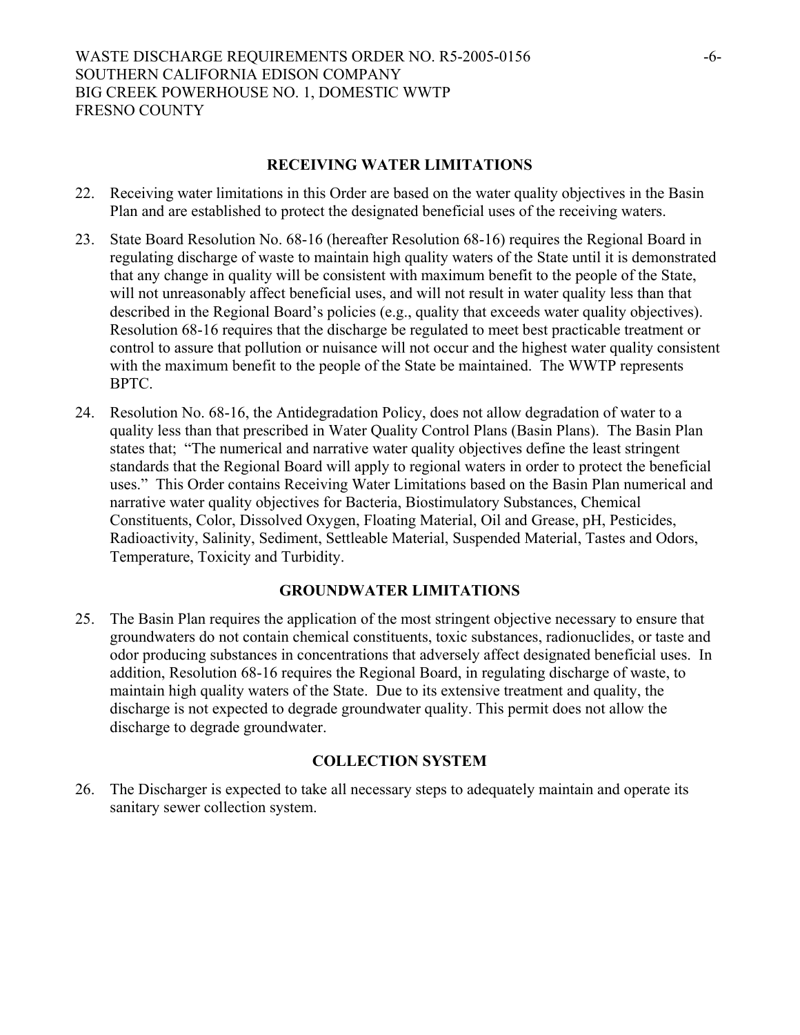## RECEIVING WATER LIMITATIONS

22. Receiving water limitations in this Order are based on the water quality objectives in the Basin Plan and are established to protect the designated beneficial uses of the receiving waters.

23. State Board Resolution No. 68-16 (hereafter Resolution 68-16) requires the Regional Board in regulating discharge of waste to maintain high quality waters of the State until it is demonstrated that any change in quality will be consistent with maximum benefit to the people of the State, will not unreasonably affect beneficial uses, and will not result in water quality less than that described in the Regional Board's policies (e.g., quality that exceeds water quality objectives). Resolution 68-16 requires that the discharge be regulated to meet best practicable treatment or control to assure that pollution or nuisance will not occur and the highest water quality consistent with the maximum benefit to the people of the State be maintained. The WWTP represents BPTC.

24. Resolution No. 68-16, the Antidegradation Policy, does not allow degradation of water to a quality less than that prescribed in Water Quality Control Plans (Basin Plans). The Basin Plan states that; "The numerical and narrative water quality objectives define the least stringent standards that the Regional Board will apply to regional waters in order to protect the beneficial uses." This Order contains Receiving Water Limitations based on the Basin Plan numerical and narrative water quality objectives for Bacteria, Biostimulatory Substances, Chemical Constituents, Color, Dissolved Oxygen, Floating Material, Oil and Grease, pH, Pesticides, Radioactivity, Salinity, Sediment, Settleable Material, Suspended Material, Tastes and Odors, Temperature, Toxicity and Turbidity.

## GROUNDWATER LIMITATIONS

25. The Basin Plan requires the application of the most stringent objective necessary to ensure that groundwaters do not contain chemical constituents, toxic substances, radionuclides, or taste and odor producing substances in concentrations that adversely affect designated beneficial uses. In addition, Resolution 68-16 requires the Regional Board, in regulating discharge of waste, to maintain high quality waters of the State. Due to its extensive treatment and quality, the discharge is not expected to degrade groundwater quality. This permit does not allow the discharge to degrade groundwater.

## COLLECTION SYSTEM

26. The Discharger is expected to take all necessary steps to adequately maintain and operate its sanitary sewer collection system.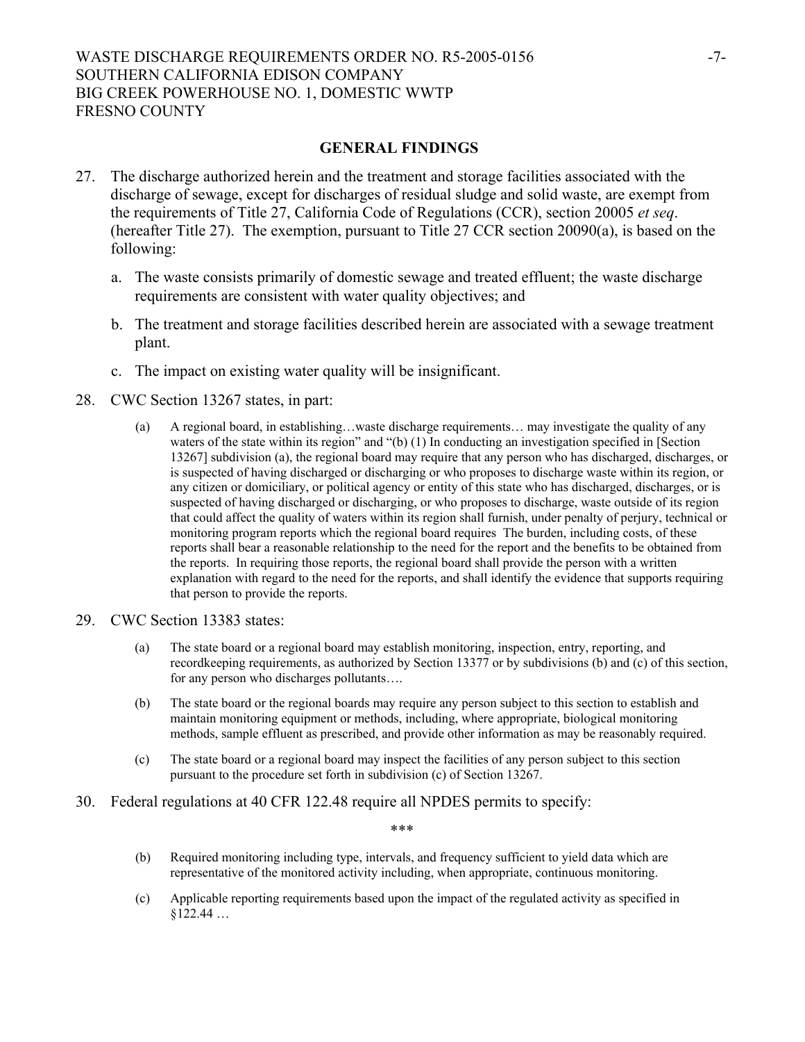## GENERAL FINDINGS

27. The discharge authorized herein and the treatment and storage facilities associated with the discharge of sewage, except for discharges of residual sludge and solid waste, are exempt from the requirements of Title 27, California Code of Regulations (CCR), section 20005 *et seq*. (hereafter Title 27). The exemption, pursuant to Title 27 CCR section 20090(a), is based on the following:

    a. The waste consists primarily of domestic sewage and treated effluent; the waste discharge requirements are consistent with water quality objectives; and

    b. The treatment and storage facilities described herein are associated with a sewage treatment plant.

    c. The impact on existing water quality will be insignificant.

28. CWC Section 13267 states, in part:

    (a) A regional board, in establishing…waste discharge requirements… may investigate the quality of any waters of the state within its region" and "(b) (1) In conducting an investigation specified in [Section 13267] subdivision (a), the regional board may require that any person who has discharged, discharges, or is suspected of having discharged or discharging or who proposes to discharge waste within its region, or any citizen or domiciliary, or political agency or entity of this state who has discharged, discharges, or is suspected of having discharged or discharging, or who proposes to discharge, waste outside of its region that could affect the quality of waters within its region shall furnish, under penalty of perjury, technical or monitoring program reports which the regional board requires The burden, including costs, of these reports shall bear a reasonable relationship to the need for the report and the benefits to be obtained from the reports. In requiring those reports, the regional board shall provide the person with a written explanation with regard to the need for the reports, and shall identify the evidence that supports requiring that person to provide the reports.

29. CWC Section 13383 states:

    (a) The state board or a regional board may establish monitoring, inspection, entry, reporting, and recordkeeping requirements, as authorized by Section 13377 or by subdivisions (b) and (c) of this section, for any person who discharges pollutants….

    (b) The state board or the regional boards may require any person subject to this section to establish and maintain monitoring equipment or methods, including, where appropriate, biological monitoring methods, sample effluent as prescribed, and provide other information as may be reasonably required.

    (c) The state board or a regional board may inspect the facilities of any person subject to this section pursuant to the procedure set forth in subdivision (c) of Section 13267.

30. Federal regulations at 40 CFR 122.48 require all NPDES permits to specify:

    ***

    (b) Required monitoring including type, intervals, and frequency sufficient to yield data which are representative of the monitored activity including, when appropriate, continuous monitoring.

    (c) Applicable reporting requirements based upon the impact of the regulated activity as specified in §122.44 …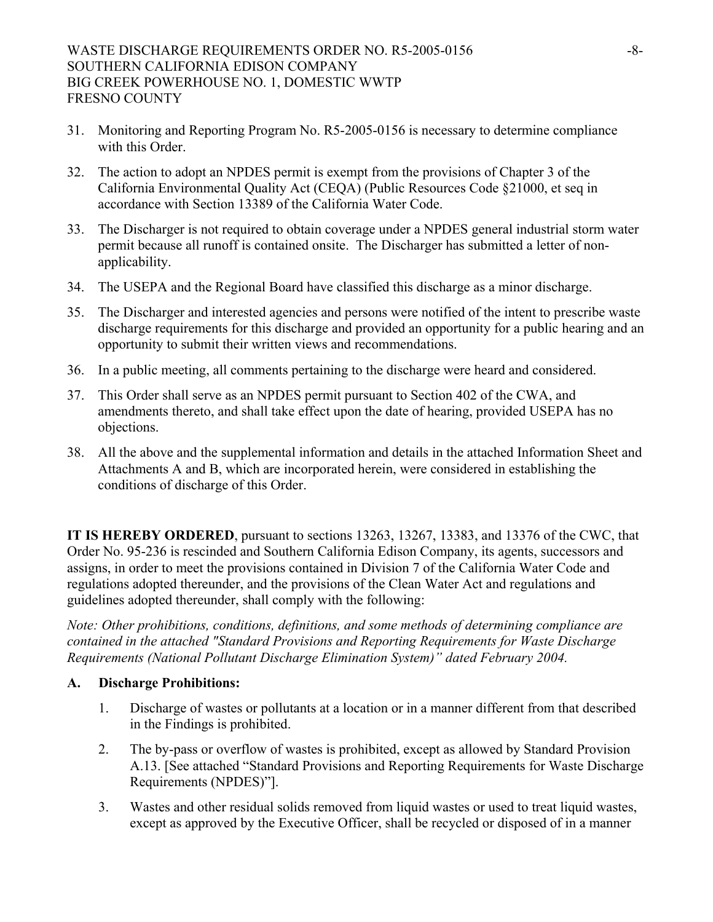31. Monitoring and Reporting Program No. R5-2005-0156 is necessary to determine compliance with this Order.

32. The action to adopt an NPDES permit is exempt from the provisions of Chapter 3 of the California Environmental Quality Act (CEQA) (Public Resources Code §21000, et seq in accordance with Section 13389 of the California Water Code.

33. The Discharger is not required to obtain coverage under a NPDES general industrial storm water permit because all runoff is contained onsite. The Discharger has submitted a letter of non-applicability.

34. The USEPA and the Regional Board have classified this discharge as a minor discharge.

35. The Discharger and interested agencies and persons were notified of the intent to prescribe waste discharge requirements for this discharge and provided an opportunity for a public hearing and an opportunity to submit their written views and recommendations.

36. In a public meeting, all comments pertaining to the discharge were heard and considered.

37. This Order shall serve as an NPDES permit pursuant to Section 402 of the CWA, and amendments thereto, and shall take effect upon the date of hearing, provided USEPA has no objections.

38. All the above and the supplemental information and details in the attached Information Sheet and Attachments A and B, which are incorporated herein, were considered in establishing the conditions of discharge of this Order.

**IT IS HEREBY ORDERED**, pursuant to sections 13263, 13267, 13383, and 13376 of the CWC, that Order No. 95-236 is rescinded and Southern California Edison Company, its agents, successors and assigns, in order to meet the provisions contained in Division 7 of the California Water Code and regulations adopted thereunder, and the provisions of the Clean Water Act and regulations and guidelines adopted thereunder, shall comply with the following:

*Note: Other prohibitions, conditions, definitions, and some methods of determining compliance are contained in the attached "Standard Provisions and Reporting Requirements for Waste Discharge Requirements (National Pollutant Discharge Elimination System)" dated February 2004.*

**A. Discharge Prohibitions:**

1. Discharge of wastes or pollutants at a location or in a manner different from that described in the Findings is prohibited.

2. The by-pass or overflow of wastes is prohibited, except as allowed by Standard Provision A.13. [See attached "Standard Provisions and Reporting Requirements for Waste Discharge Requirements (NPDES)"].

3. Wastes and other residual solids removed from liquid wastes or used to treat liquid wastes, except as approved by the Executive Officer, shall be recycled or disposed of in a manner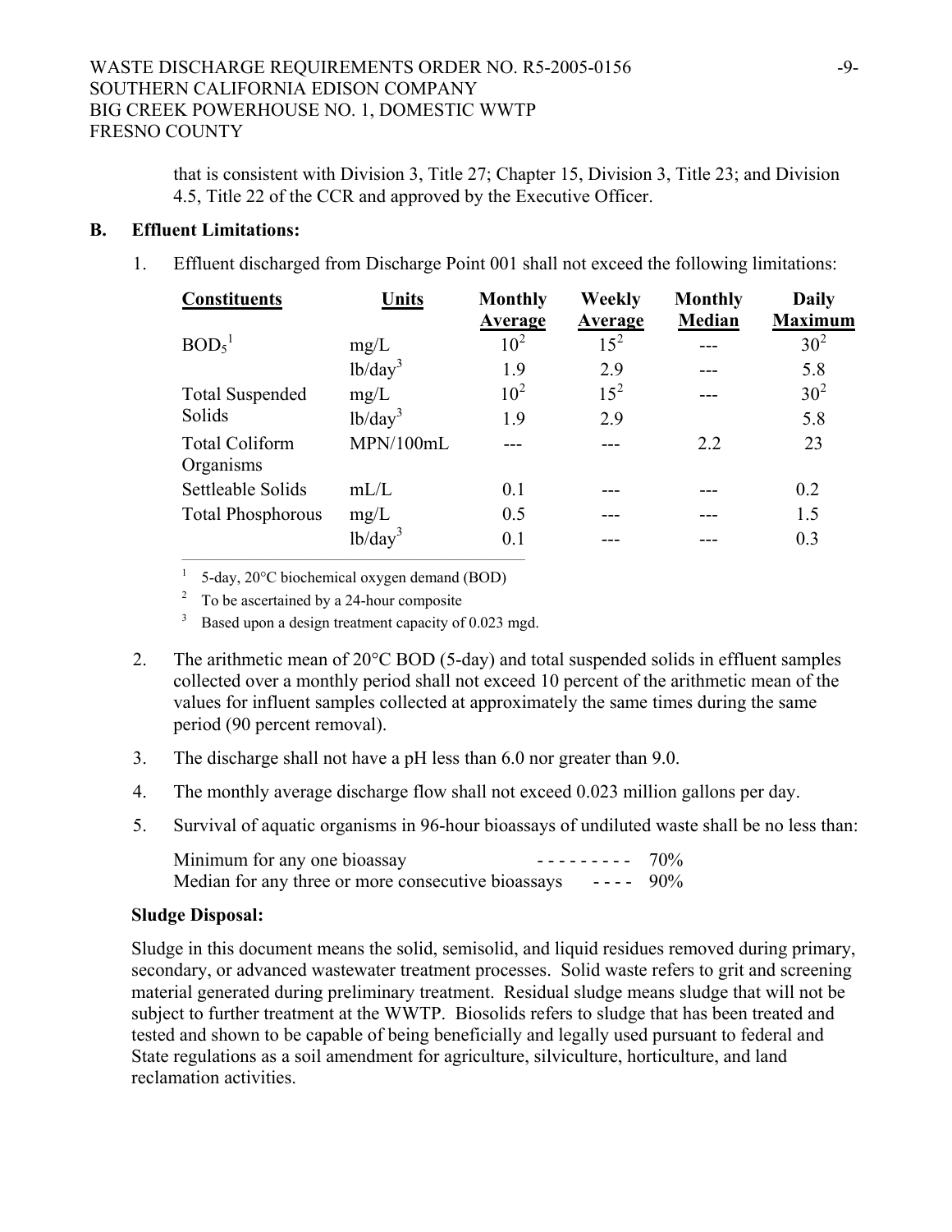that is consistent with Division 3, Title 27; Chapter 15, Division 3, Title 23; and Division 4.5, Title 22 of the CCR and approved by the Executive Officer.

**B. Effluent Limitations:**

1. Effluent discharged from Discharge Point 001 shall not exceed the following limitations:

| Constituents | Units | Monthly Average | Weekly Average | Monthly Median | Daily Maximum |
|---|---|---|---|---|---|
| $BOD_5$[1] | mg/L | 10[2] | 15[2] | --- | 30[2] |
| | lb/day[3] | 1.9 | 2.9 | --- | 5.8 |
| Total Suspended Solids | mg/L | 10[2] | 15[2] | --- | 30[2] |
| | lb/day[3] | 1.9 | 2.9 | | 5.8 |
| Total Coliform Organisms | MPN/100mL | --- | --- | 2.2 | 23 |
| Settleable Solids | mL/L | 0.1 | --- | --- | 0.2 |
| Total Phosphorous | mg/L | 0.5 | --- | --- | 1.5 |
| | lb/day[3] | 0.1 | --- | --- | 0.3 |

[1] 5-day, 20°C biochemical oxygen demand (BOD)

[2] To be ascertained by a 24-hour composite

[3] Based upon a design treatment capacity of 0.023 mgd.

2. The arithmetic mean of 20°C BOD (5-day) and total suspended solids in effluent samples collected over a monthly period shall not exceed 10 percent of the arithmetic mean of the values for influent samples collected at approximately the same times during the same period (90 percent removal).

3. The discharge shall not have a pH less than 6.0 nor greater than 9.0.

4. The monthly average discharge flow shall not exceed 0.023 million gallons per day.

5. Survival of aquatic organisms in 96-hour bioassays of undiluted waste shall be no less than:

   Minimum for any one bioassay --------- 70%
   Median for any three or more consecutive bioassays ---- 90%

**Sludge Disposal:**

Sludge in this document means the solid, semisolid, and liquid residues removed during primary, secondary, or advanced wastewater treatment processes. Solid waste refers to grit and screening material generated during preliminary treatment. Residual sludge means sludge that will not be subject to further treatment at the WWTP. Biosolids refers to sludge that has been treated and tested and shown to be capable of being beneficially and legally used pursuant to federal and State regulations as a soil amendment for agriculture, silviculture, horticulture, and land reclamation activities.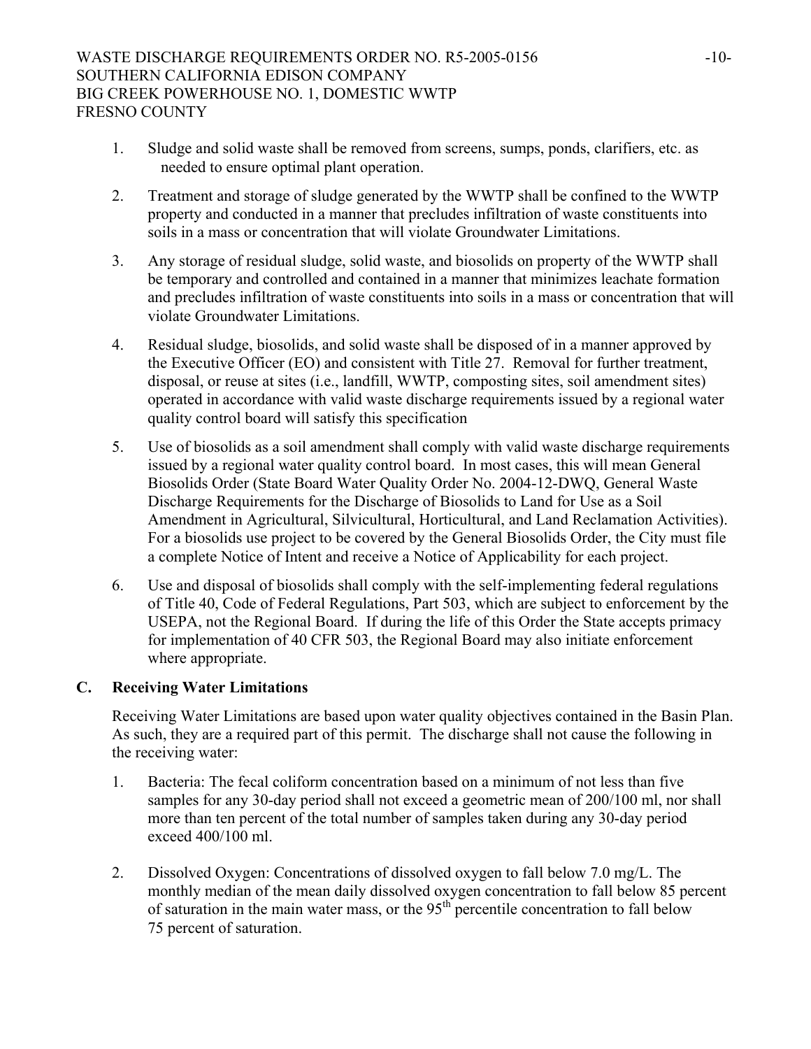1. Sludge and solid waste shall be removed from screens, sumps, ponds, clarifiers, etc. as needed to ensure optimal plant operation.

2. Treatment and storage of sludge generated by the WWTP shall be confined to the WWTP property and conducted in a manner that precludes infiltration of waste constituents into soils in a mass or concentration that will violate Groundwater Limitations.

3. Any storage of residual sludge, solid waste, and biosolids on property of the WWTP shall be temporary and controlled and contained in a manner that minimizes leachate formation and precludes infiltration of waste constituents into soils in a mass or concentration that will violate Groundwater Limitations.

4. Residual sludge, biosolids, and solid waste shall be disposed of in a manner approved by the Executive Officer (EO) and consistent with Title 27. Removal for further treatment, disposal, or reuse at sites (i.e., landfill, WWTP, composting sites, soil amendment sites) operated in accordance with valid waste discharge requirements issued by a regional water quality control board will satisfy this specification

5. Use of biosolids as a soil amendment shall comply with valid waste discharge requirements issued by a regional water quality control board. In most cases, this will mean General Biosolids Order (State Board Water Quality Order No. 2004-12-DWQ, General Waste Discharge Requirements for the Discharge of Biosolids to Land for Use as a Soil Amendment in Agricultural, Silvicultural, Horticultural, and Land Reclamation Activities). For a biosolids use project to be covered by the General Biosolids Order, the City must file a complete Notice of Intent and receive a Notice of Applicability for each project.

6. Use and disposal of biosolids shall comply with the self-implementing federal regulations of Title 40, Code of Federal Regulations, Part 503, which are subject to enforcement by the USEPA, not the Regional Board. If during the life of this Order the State accepts primacy for implementation of 40 CFR 503, the Regional Board may also initiate enforcement where appropriate.

## C. Receiving Water Limitations

Receiving Water Limitations are based upon water quality objectives contained in the Basin Plan. As such, they are a required part of this permit. The discharge shall not cause the following in the receiving water:

1. Bacteria: The fecal coliform concentration based on a minimum of not less than five samples for any 30-day period shall not exceed a geometric mean of 200/100 ml, nor shall more than ten percent of the total number of samples taken during any 30-day period exceed 400/100 ml.

2. Dissolved Oxygen: Concentrations of dissolved oxygen to fall below 7.0 mg/L. The monthly median of the mean daily dissolved oxygen concentration to fall below 85 percent of saturation in the main water mass, or the 95$^{th}$ percentile concentration to fall below 75 percent of saturation.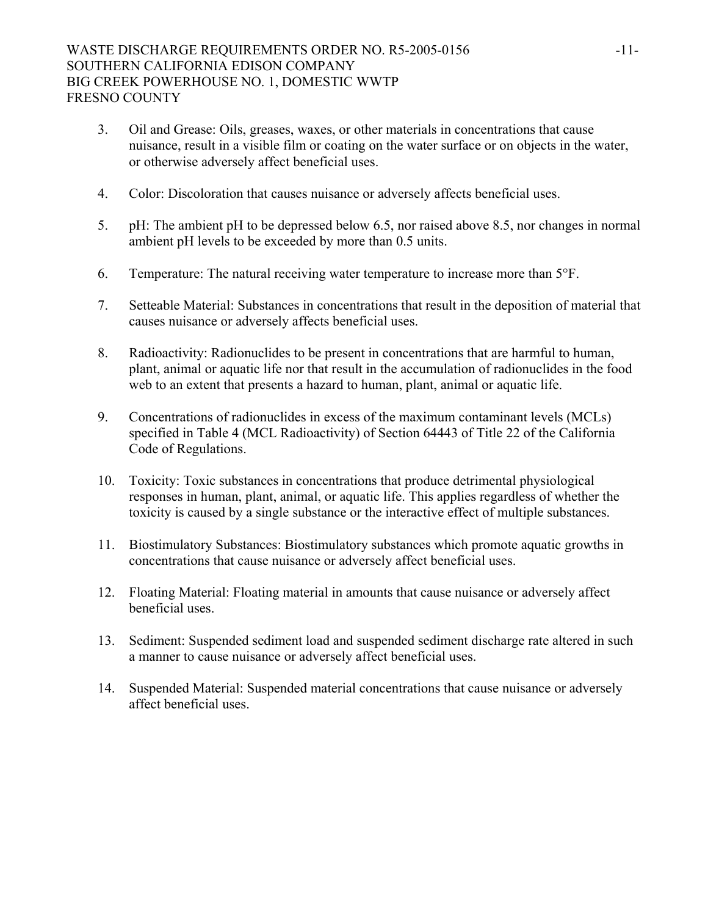3. Oil and Grease: Oils, greases, waxes, or other materials in concentrations that cause nuisance, result in a visible film or coating on the water surface or on objects in the water, or otherwise adversely affect beneficial uses.

4. Color: Discoloration that causes nuisance or adversely affects beneficial uses.

5. pH: The ambient pH to be depressed below 6.5, nor raised above 8.5, nor changes in normal ambient pH levels to be exceeded by more than 0.5 units.

6. Temperature: The natural receiving water temperature to increase more than 5°F.

7. Setteable Material: Substances in concentrations that result in the deposition of material that causes nuisance or adversely affects beneficial uses.

8. Radioactivity: Radionuclides to be present in concentrations that are harmful to human, plant, animal or aquatic life nor that result in the accumulation of radionuclides in the food web to an extent that presents a hazard to human, plant, animal or aquatic life.

9. Concentrations of radionuclides in excess of the maximum contaminant levels (MCLs) specified in Table 4 (MCL Radioactivity) of Section 64443 of Title 22 of the California Code of Regulations.

10. Toxicity: Toxic substances in concentrations that produce detrimental physiological responses in human, plant, animal, or aquatic life. This applies regardless of whether the toxicity is caused by a single substance or the interactive effect of multiple substances.

11. Biostimulatory Substances: Biostimulatory substances which promote aquatic growths in concentrations that cause nuisance or adversely affect beneficial uses.

12. Floating Material: Floating material in amounts that cause nuisance or adversely affect beneficial uses.

13. Sediment: Suspended sediment load and suspended sediment discharge rate altered in such a manner to cause nuisance or adversely affect beneficial uses.

14. Suspended Material: Suspended material concentrations that cause nuisance or adversely affect beneficial uses.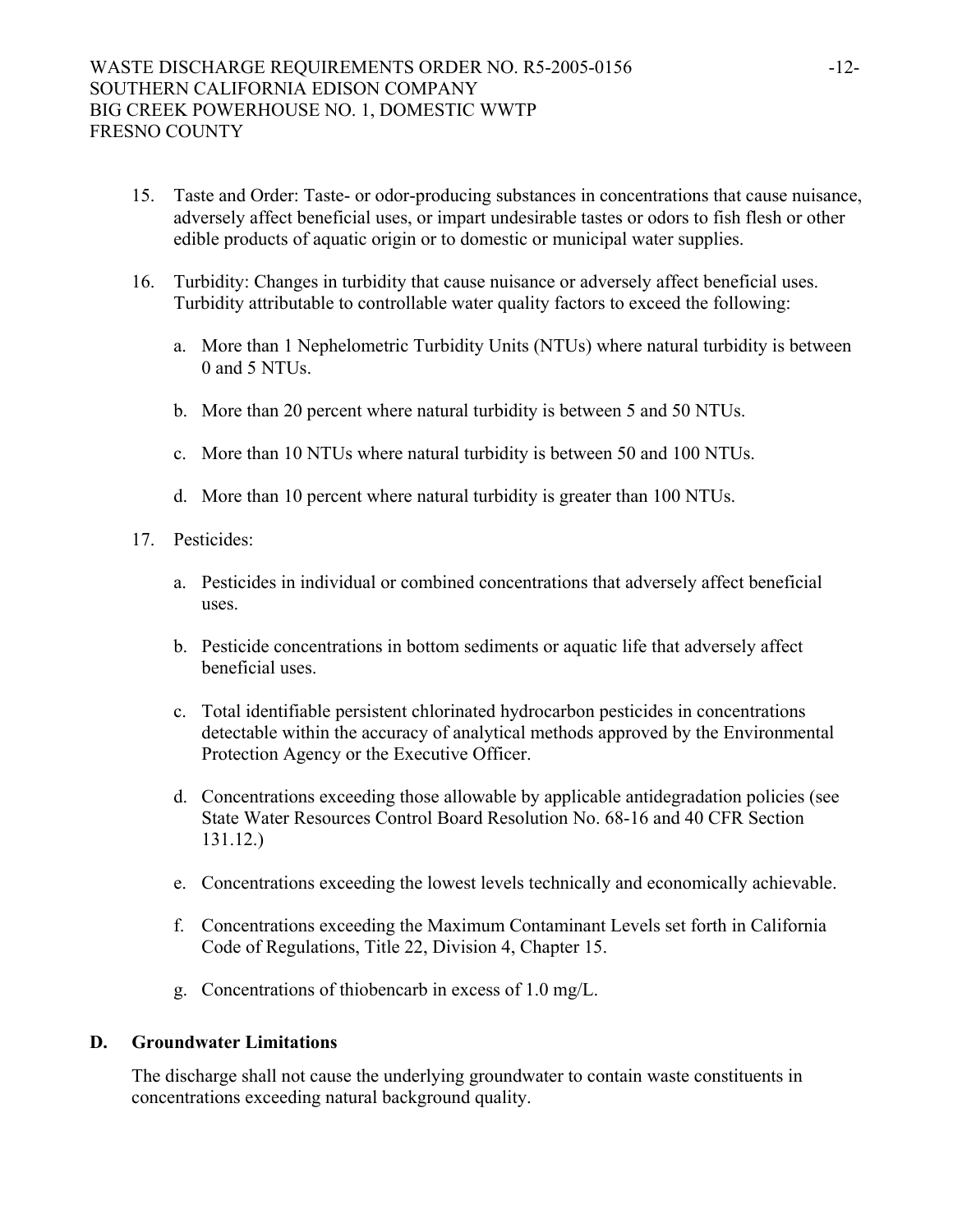15. Taste and Order: Taste- or odor-producing substances in concentrations that cause nuisance, adversely affect beneficial uses, or impart undesirable tastes or odors to fish flesh or other edible products of aquatic origin or to domestic or municipal water supplies.

16. Turbidity: Changes in turbidity that cause nuisance or adversely affect beneficial uses. Turbidity attributable to controllable water quality factors to exceed the following:

    a. More than 1 Nephelometric Turbidity Units (NTUs) where natural turbidity is between 0 and 5 NTUs.

    b. More than 20 percent where natural turbidity is between 5 and 50 NTUs.

    c. More than 10 NTUs where natural turbidity is between 50 and 100 NTUs.

    d. More than 10 percent where natural turbidity is greater than 100 NTUs.

17. Pesticides:

    a. Pesticides in individual or combined concentrations that adversely affect beneficial uses.

    b. Pesticide concentrations in bottom sediments or aquatic life that adversely affect beneficial uses.

    c. Total identifiable persistent chlorinated hydrocarbon pesticides in concentrations detectable within the accuracy of analytical methods approved by the Environmental Protection Agency or the Executive Officer.

    d. Concentrations exceeding those allowable by applicable antidegradation policies (see State Water Resources Control Board Resolution No. 68-16 and 40 CFR Section 131.12.)

    e. Concentrations exceeding the lowest levels technically and economically achievable.

    f. Concentrations exceeding the Maximum Contaminant Levels set forth in California Code of Regulations, Title 22, Division 4, Chapter 15.

    g. Concentrations of thiobencarb in excess of 1.0 mg/L.

## D. Groundwater Limitations

The discharge shall not cause the underlying groundwater to contain waste constituents in concentrations exceeding natural background quality.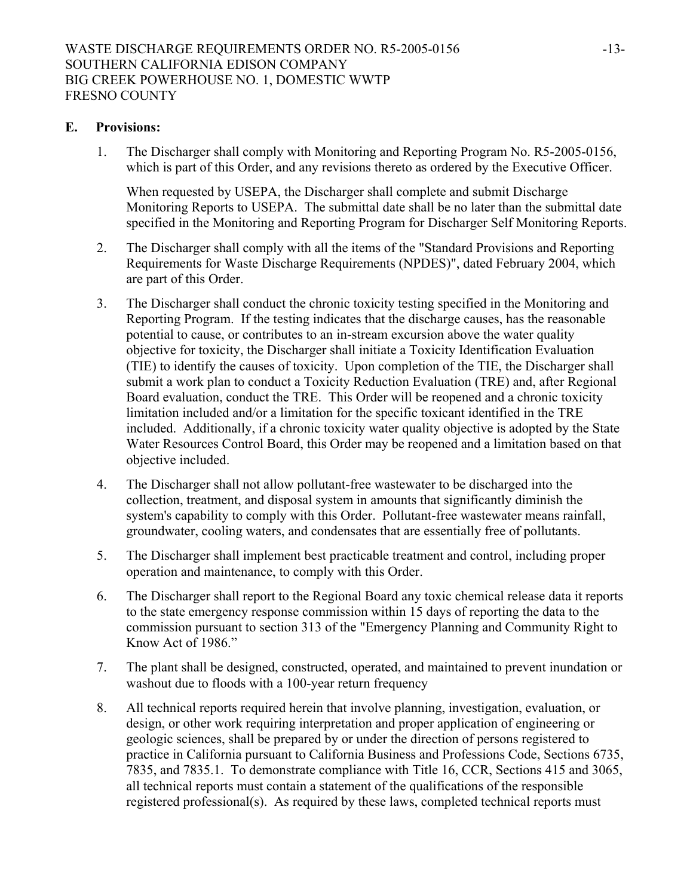## E. Provisions:

1. The Discharger shall comply with Monitoring and Reporting Program No. R5-2005-0156, which is part of this Order, and any revisions thereto as ordered by the Executive Officer.

   When requested by USEPA, the Discharger shall complete and submit Discharge Monitoring Reports to USEPA. The submittal date shall be no later than the submittal date specified in the Monitoring and Reporting Program for Discharger Self Monitoring Reports.

2. The Discharger shall comply with all the items of the "Standard Provisions and Reporting Requirements for Waste Discharge Requirements (NPDES)", dated February 2004, which are part of this Order.

3. The Discharger shall conduct the chronic toxicity testing specified in the Monitoring and Reporting Program. If the testing indicates that the discharge causes, has the reasonable potential to cause, or contributes to an in-stream excursion above the water quality objective for toxicity, the Discharger shall initiate a Toxicity Identification Evaluation (TIE) to identify the causes of toxicity. Upon completion of the TIE, the Discharger shall submit a work plan to conduct a Toxicity Reduction Evaluation (TRE) and, after Regional Board evaluation, conduct the TRE. This Order will be reopened and a chronic toxicity limitation included and/or a limitation for the specific toxicant identified in the TRE included. Additionally, if a chronic toxicity water quality objective is adopted by the State Water Resources Control Board, this Order may be reopened and a limitation based on that objective included.

4. The Discharger shall not allow pollutant-free wastewater to be discharged into the collection, treatment, and disposal system in amounts that significantly diminish the system's capability to comply with this Order. Pollutant-free wastewater means rainfall, groundwater, cooling waters, and condensates that are essentially free of pollutants.

5. The Discharger shall implement best practicable treatment and control, including proper operation and maintenance, to comply with this Order.

6. The Discharger shall report to the Regional Board any toxic chemical release data it reports to the state emergency response commission within 15 days of reporting the data to the commission pursuant to section 313 of the "Emergency Planning and Community Right to Know Act of 1986."

7. The plant shall be designed, constructed, operated, and maintained to prevent inundation or washout due to floods with a 100-year return frequency

8. All technical reports required herein that involve planning, investigation, evaluation, or design, or other work requiring interpretation and proper application of engineering or geologic sciences, shall be prepared by or under the direction of persons registered to practice in California pursuant to California Business and Professions Code, Sections 6735, 7835, and 7835.1. To demonstrate compliance with Title 16, CCR, Sections 415 and 3065, all technical reports must contain a statement of the qualifications of the responsible registered professional(s). As required by these laws, completed technical reports must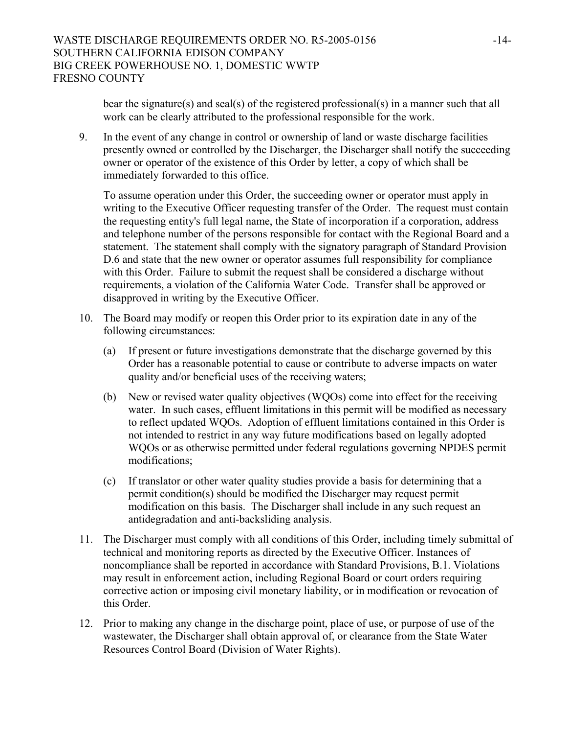bear the signature(s) and seal(s) of the registered professional(s) in a manner such that all work can be clearly attributed to the professional responsible for the work.

9. In the event of any change in control or ownership of land or waste discharge facilities presently owned or controlled by the Discharger, the Discharger shall notify the succeeding owner or operator of the existence of this Order by letter, a copy of which shall be immediately forwarded to this office.

   To assume operation under this Order, the succeeding owner or operator must apply in writing to the Executive Officer requesting transfer of the Order. The request must contain the requesting entity's full legal name, the State of incorporation if a corporation, address and telephone number of the persons responsible for contact with the Regional Board and a statement. The statement shall comply with the signatory paragraph of Standard Provision D.6 and state that the new owner or operator assumes full responsibility for compliance with this Order. Failure to submit the request shall be considered a discharge without requirements, a violation of the California Water Code. Transfer shall be approved or disapproved in writing by the Executive Officer.

10. The Board may modify or reopen this Order prior to its expiration date in any of the following circumstances:

    (a) If present or future investigations demonstrate that the discharge governed by this Order has a reasonable potential to cause or contribute to adverse impacts on water quality and/or beneficial uses of the receiving waters;

    (b) New or revised water quality objectives (WQOs) come into effect for the receiving water. In such cases, effluent limitations in this permit will be modified as necessary to reflect updated WQOs. Adoption of effluent limitations contained in this Order is not intended to restrict in any way future modifications based on legally adopted WQOs or as otherwise permitted under federal regulations governing NPDES permit modifications;

    (c) If translator or other water quality studies provide a basis for determining that a permit condition(s) should be modified the Discharger may request permit modification on this basis. The Discharger shall include in any such request an antidegradation and anti-backsliding analysis.

11. The Discharger must comply with all conditions of this Order, including timely submittal of technical and monitoring reports as directed by the Executive Officer. Instances of noncompliance shall be reported in accordance with Standard Provisions, B.1. Violations may result in enforcement action, including Regional Board or court orders requiring corrective action or imposing civil monetary liability, or in modification or revocation of this Order.

12. Prior to making any change in the discharge point, place of use, or purpose of use of the wastewater, the Discharger shall obtain approval of, or clearance from the State Water Resources Control Board (Division of Water Rights).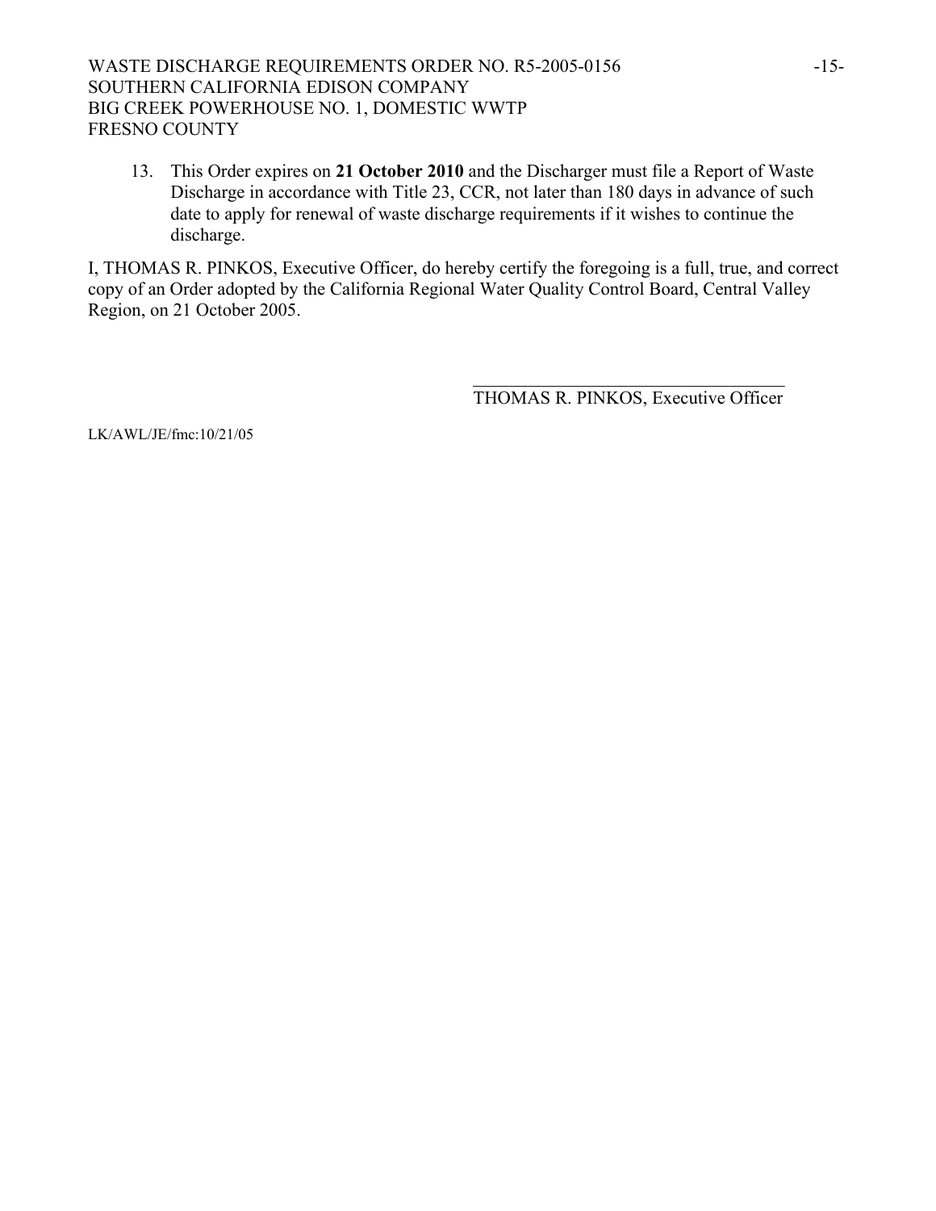13. This Order expires on **21 October 2010** and the Discharger must file a Report of Waste Discharge in accordance with Title 23, CCR, not later than 180 days in advance of such date to apply for renewal of waste discharge requirements if it wishes to continue the discharge.

I, THOMAS R. PINKOS, Executive Officer, do hereby certify the foregoing is a full, true, and correct copy of an Order adopted by the California Regional Water Quality Control Board, Central Valley Region, on 21 October 2005.

\_\_\_\_\_\_\_\_\_\_\_\_\_\_\_\_\_\_\_\_\_\_\_\_\_\_\_\_\_\_\_\_\_\_\_\_

THOMAS R. PINKOS, Executive Officer

LK/AWL/JE/fmc:10/21/05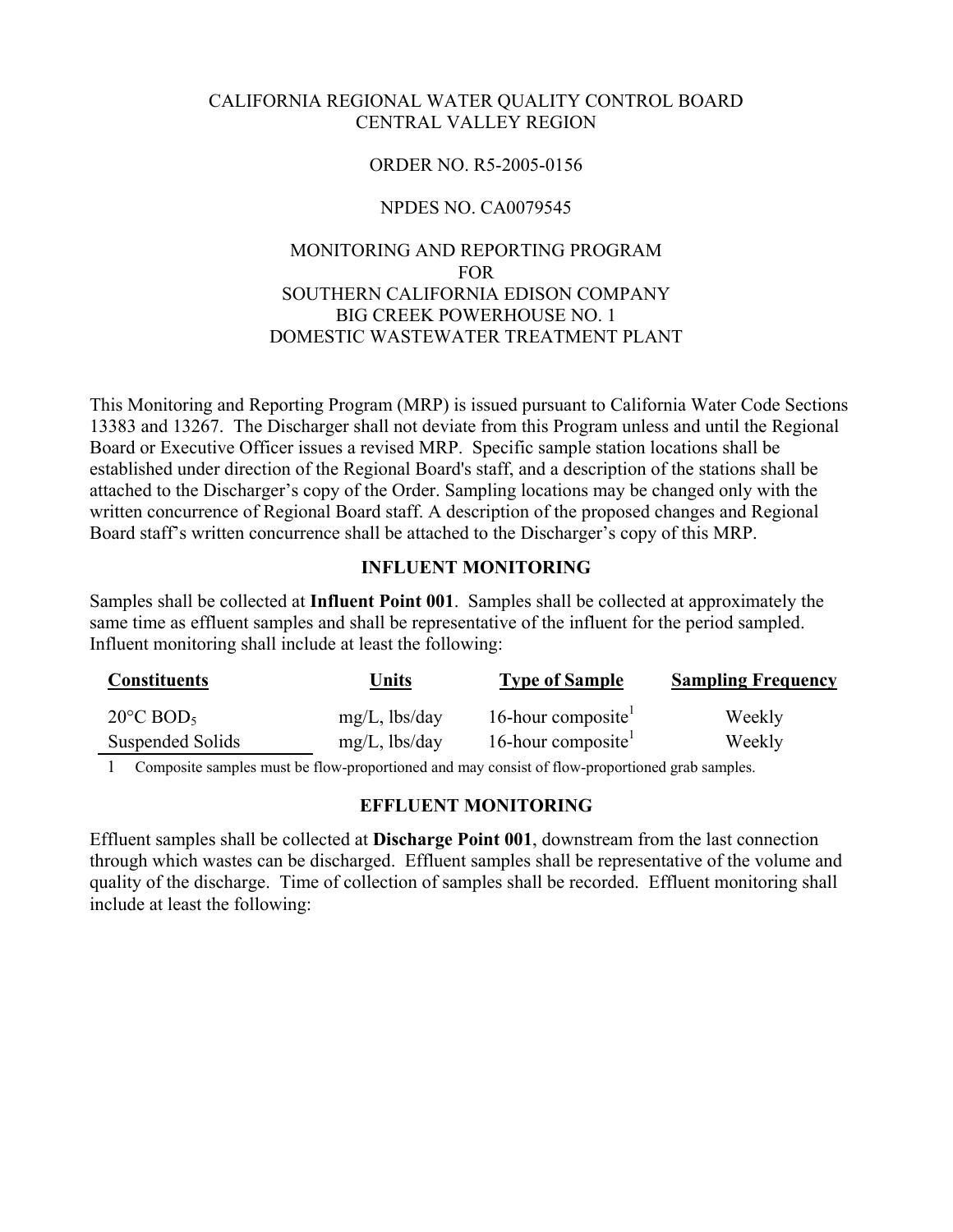CALIFORNIA REGIONAL WATER QUALITY CONTROL BOARD
CENTRAL VALLEY REGION

ORDER NO. R5-2005-0156

NPDES NO. CA0079545

MONITORING AND REPORTING PROGRAM
FOR
SOUTHERN CALIFORNIA EDISON COMPANY
BIG CREEK POWERHOUSE NO. 1
DOMESTIC WASTEWATER TREATMENT PLANT

This Monitoring and Reporting Program (MRP) is issued pursuant to California Water Code Sections 13383 and 13267. The Discharger shall not deviate from this Program unless and until the Regional Board or Executive Officer issues a revised MRP. Specific sample station locations shall be established under direction of the Regional Board's staff, and a description of the stations shall be attached to the Discharger's copy of the Order. Sampling locations may be changed only with the written concurrence of Regional Board staff. A description of the proposed changes and Regional Board staff's written concurrence shall be attached to the Discharger's copy of this MRP.

## INFLUENT MONITORING

Samples shall be collected at **Influent Point 001**. Samples shall be collected at approximately the same time as effluent samples and shall be representative of the influent for the period sampled. Influent monitoring shall include at least the following:

| Constituents | Units | Type of Sample | Sampling Frequency |
|---|---|---|---|
| 20°C $BOD_5$ | mg/L, lbs/day | 16-hour composite[1] | Weekly |
| Suspended Solids | mg/L, lbs/day | 16-hour composite[1] | Weekly |

1 Composite samples must be flow-proportioned and may consist of flow-proportioned grab samples.

## EFFLUENT MONITORING

Effluent samples shall be collected at **Discharge Point 001**, downstream from the last connection through which wastes can be discharged. Effluent samples shall be representative of the volume and quality of the discharge. Time of collection of samples shall be recorded. Effluent monitoring shall include at least the following: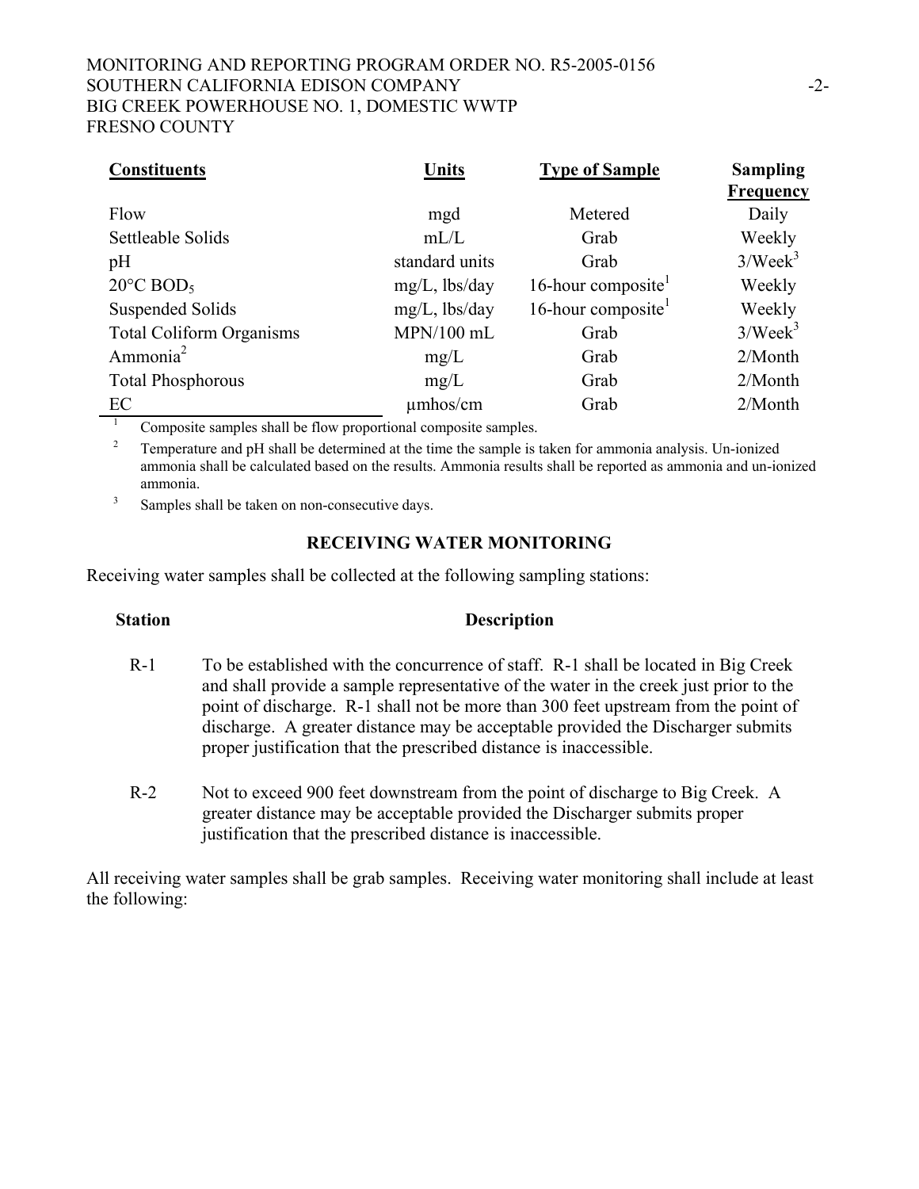| Constituents | Units | Type of Sample | Sampling Frequency |
|---|---|---|---|
| Flow | mgd | Metered | Daily |
| Settleable Solids | mL/L | Grab | Weekly |
| pH | standard units | Grab | 3/Week[3] |
| 20°C $BOD_5$ | mg/L, lbs/day | 16-hour composite[1] | Weekly |
| Suspended Solids | mg/L, lbs/day | 16-hour composite[1] | Weekly |
| Total Coliform Organisms | MPN/100 mL | Grab | 3/Week[3] |
| Ammonia[2] | mg/L | Grab | 2/Month |
| Total Phosphorous | mg/L | Grab | 2/Month |
| EC | µmhos/cm | Grab | 2/Month |

[1] Composite samples shall be flow proportional composite samples.

[2] Temperature and pH shall be determined at the time the sample is taken for ammonia analysis. Un-ionized ammonia shall be calculated based on the results. Ammonia results shall be reported as ammonia and un-ionized ammonia.

[3] Samples shall be taken on non-consecutive days.

## RECEIVING WATER MONITORING

Receiving water samples shall be collected at the following sampling stations:

| Station | Description |
|---|---|
| R-1 | To be established with the concurrence of staff. R-1 shall be located in Big Creek and shall provide a sample representative of the water in the creek just prior to the point of discharge. R-1 shall not be more than 300 feet upstream from the point of discharge. A greater distance may be acceptable provided the Discharger submits proper justification that the prescribed distance is inaccessible. |
| R-2 | Not to exceed 900 feet downstream from the point of discharge to Big Creek. A greater distance may be acceptable provided the Discharger submits proper justification that the prescribed distance is inaccessible. |

All receiving water samples shall be grab samples. Receiving water monitoring shall include at least the following: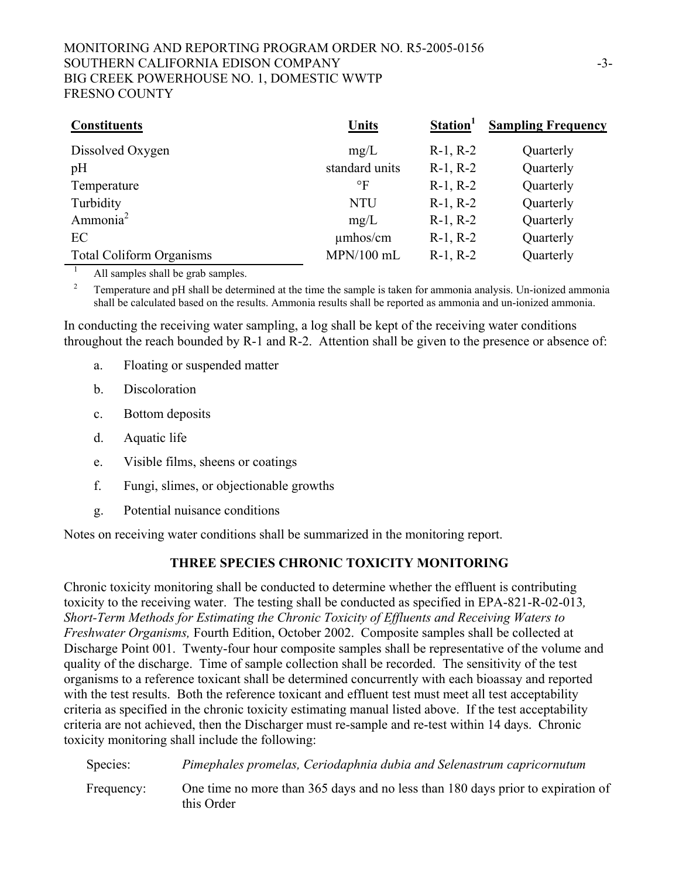| Constituents | Units | Station[1] | Sampling Frequency |
|---|---|---|---|
| Dissolved Oxygen | mg/L | R-1, R-2 | Quarterly |
| pH | standard units | R-1, R-2 | Quarterly |
| Temperature | °F | R-1, R-2 | Quarterly |
| Turbidity | NTU | R-1, R-2 | Quarterly |
| Ammonia[2] | mg/L | R-1, R-2 | Quarterly |
| EC | µmhos/cm | R-1, R-2 | Quarterly |
| Total Coliform Organisms | MPN/100 mL | R-1, R-2 | Quarterly |

[1] All samples shall be grab samples.

[2] Temperature and pH shall be determined at the time the sample is taken for ammonia analysis. Un-ionized ammonia shall be calculated based on the results. Ammonia results shall be reported as ammonia and un-ionized ammonia.

In conducting the receiving water sampling, a log shall be kept of the receiving water conditions throughout the reach bounded by R-1 and R-2. Attention shall be given to the presence or absence of:

a. Floating or suspended matter

b. Discoloration

c. Bottom deposits

d. Aquatic life

e. Visible films, sheens or coatings

f. Fungi, slimes, or objectionable growths

g. Potential nuisance conditions

Notes on receiving water conditions shall be summarized in the monitoring report.

## THREE SPECIES CHRONIC TOXICITY MONITORING

Chronic toxicity monitoring shall be conducted to determine whether the effluent is contributing toxicity to the receiving water. The testing shall be conducted as specified in EPA-821-R-02-013, *Short-Term Methods for Estimating the Chronic Toxicity of Effluents and Receiving Waters to Freshwater Organisms,* Fourth Edition, October 2002. Composite samples shall be collected at Discharge Point 001. Twenty-four hour composite samples shall be representative of the volume and quality of the discharge. Time of sample collection shall be recorded. The sensitivity of the test organisms to a reference toxicant shall be determined concurrently with each bioassay and reported with the test results. Both the reference toxicant and effluent test must meet all test acceptability criteria as specified in the chronic toxicity estimating manual listed above. If the test acceptability criteria are not achieved, then the Discharger must re-sample and re-test within 14 days. Chronic toxicity monitoring shall include the following:

Species: *Pimephales promelas, Ceriodaphnia dubia and Selenastrum capricornutum*

Frequency: One time no more than 365 days and no less than 180 days prior to expiration of this Order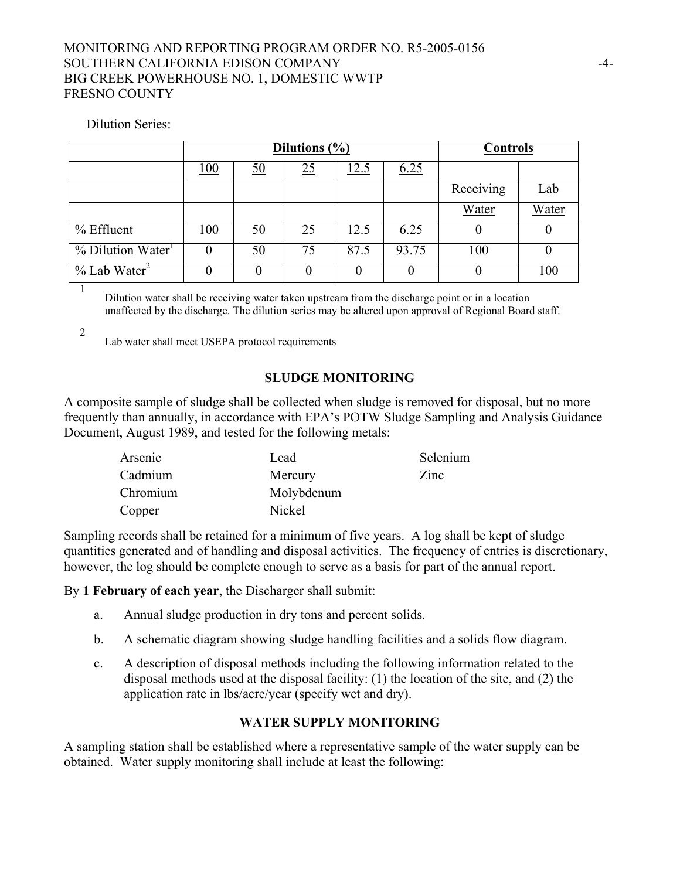Dilution Series:

| | Dilutions (%) | | | | | Controls | |
|---|---|---|---|---|---|---|---|
| | 100 | 50 | 25 | 12.5 | 6.25 | | |
| | | | | | | Receiving Water | Lab Water |
| % Effluent | 100 | 50 | 25 | 12.5 | 6.25 | 0 | 0 |
| % Dilution Water[1] | 0 | 50 | 75 | 87.5 | 93.75 | 100 | 0 |
| % Lab Water[2] | 0 | 0 | 0 | 0 | 0 | 0 | 100 |

[1] Dilution water shall be receiving water taken upstream from the discharge point or in a location unaffected by the discharge. The dilution series may be altered upon approval of Regional Board staff.

[2] Lab water shall meet USEPA protocol requirements

## SLUDGE MONITORING

A composite sample of sludge shall be collected when sludge is removed for disposal, but no more frequently than annually, in accordance with EPA's POTW Sludge Sampling and Analysis Guidance Document, August 1989, and tested for the following metals:

| | | |
|---|---|---|
| Arsenic | Lead | Selenium |
| Cadmium | Mercury | Zinc |
| Chromium | Molybdenum | |
| Copper | Nickel | |

Sampling records shall be retained for a minimum of five years. A log shall be kept of sludge quantities generated and of handling and disposal activities. The frequency of entries is discretionary, however, the log should be complete enough to serve as a basis for part of the annual report.

By **1 February of each year**, the Discharger shall submit:

a. Annual sludge production in dry tons and percent solids.

b. A schematic diagram showing sludge handling facilities and a solids flow diagram.

c. A description of disposal methods including the following information related to the disposal methods used at the disposal facility: (1) the location of the site, and (2) the application rate in lbs/acre/year (specify wet and dry).

## WATER SUPPLY MONITORING

A sampling station shall be established where a representative sample of the water supply can be obtained. Water supply monitoring shall include at least the following: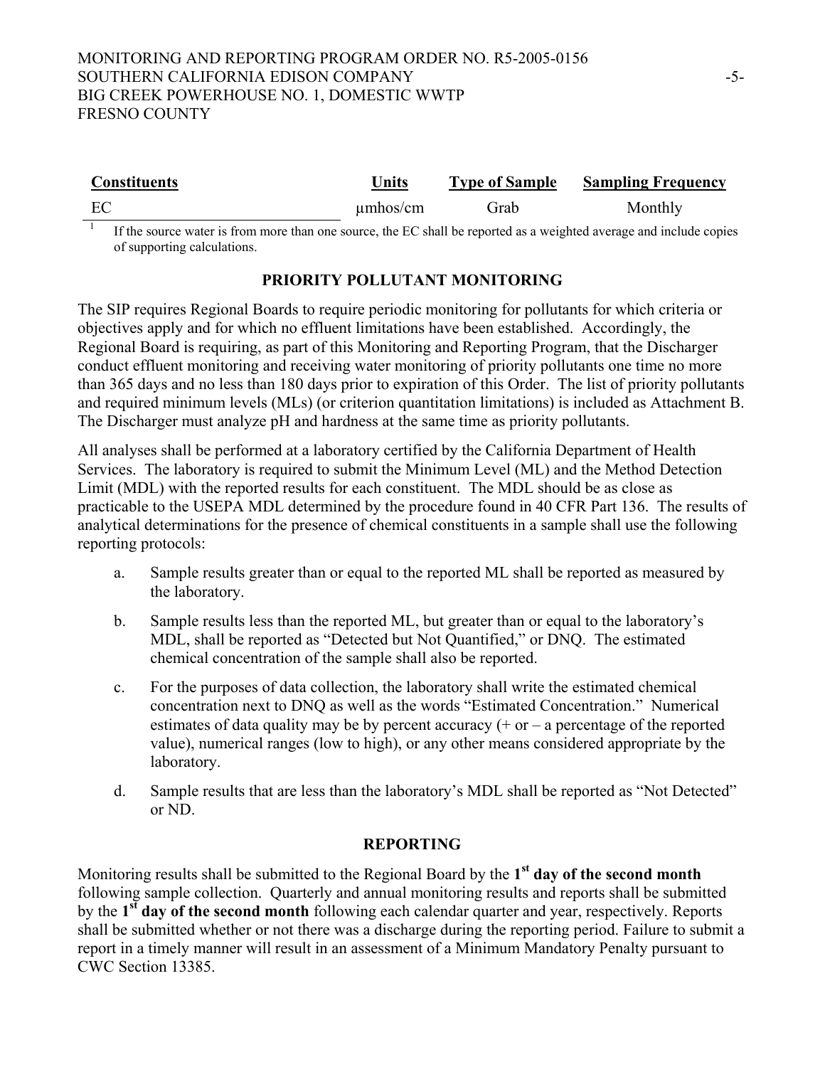| Constituents | Units | Type of Sample | Sampling Frequency |
|---|---|---|---|
| EC | μmhos/cm | Grab | Monthly |

[1] If the source water is from more than one source, the EC shall be reported as a weighted average and include copies of supporting calculations.

## PRIORITY POLLUTANT MONITORING

The SIP requires Regional Boards to require periodic monitoring for pollutants for which criteria or objectives apply and for which no effluent limitations have been established. Accordingly, the Regional Board is requiring, as part of this Monitoring and Reporting Program, that the Discharger conduct effluent monitoring and receiving water monitoring of priority pollutants one time no more than 365 days and no less than 180 days prior to expiration of this Order. The list of priority pollutants and required minimum levels (MLs) (or criterion quantitation limitations) is included as Attachment B. The Discharger must analyze pH and hardness at the same time as priority pollutants.

All analyses shall be performed at a laboratory certified by the California Department of Health Services. The laboratory is required to submit the Minimum Level (ML) and the Method Detection Limit (MDL) with the reported results for each constituent. The MDL should be as close as practicable to the USEPA MDL determined by the procedure found in 40 CFR Part 136. The results of analytical determinations for the presence of chemical constituents in a sample shall use the following reporting protocols:

a. Sample results greater than or equal to the reported ML shall be reported as measured by the laboratory.

b. Sample results less than the reported ML, but greater than or equal to the laboratory's MDL, shall be reported as "Detected but Not Quantified," or DNQ. The estimated chemical concentration of the sample shall also be reported.

c. For the purposes of data collection, the laboratory shall write the estimated chemical concentration next to DNQ as well as the words "Estimated Concentration." Numerical estimates of data quality may be by percent accuracy (+ or – a percentage of the reported value), numerical ranges (low to high), or any other means considered appropriate by the laboratory.

d. Sample results that are less than the laboratory's MDL shall be reported as "Not Detected" or ND.

## REPORTING

Monitoring results shall be submitted to the Regional Board by the **1st day of the second month** following sample collection. Quarterly and annual monitoring results and reports shall be submitted by the **1st day of the second month** following each calendar quarter and year, respectively. Reports shall be submitted whether or not there was a discharge during the reporting period. Failure to submit a report in a timely manner will result in an assessment of a Minimum Mandatory Penalty pursuant to CWC Section 13385.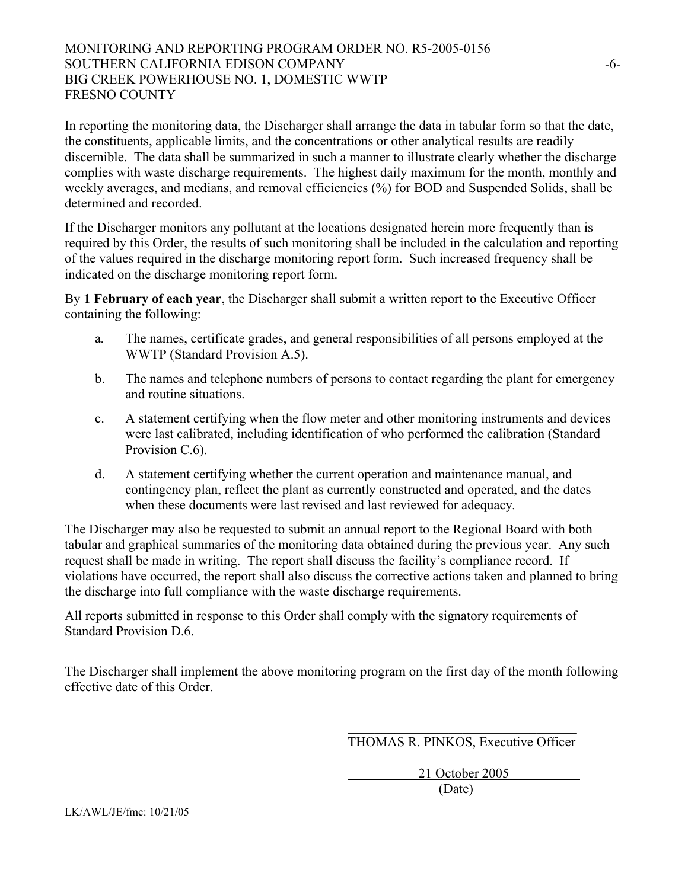In reporting the monitoring data, the Discharger shall arrange the data in tabular form so that the date, the constituents, applicable limits, and the concentrations or other analytical results are readily discernible. The data shall be summarized in such a manner to illustrate clearly whether the discharge complies with waste discharge requirements. The highest daily maximum for the month, monthly and weekly averages, and medians, and removal efficiencies (%) for BOD and Suspended Solids, shall be determined and recorded.

If the Discharger monitors any pollutant at the locations designated herein more frequently than is required by this Order, the results of such monitoring shall be included in the calculation and reporting of the values required in the discharge monitoring report form. Such increased frequency shall be indicated on the discharge monitoring report form.

By **1 February of each year**, the Discharger shall submit a written report to the Executive Officer containing the following:

a. The names, certificate grades, and general responsibilities of all persons employed at the WWTP (Standard Provision A.5).

b. The names and telephone numbers of persons to contact regarding the plant for emergency and routine situations.

c. A statement certifying when the flow meter and other monitoring instruments and devices were last calibrated, including identification of who performed the calibration (Standard Provision C.6).

d. A statement certifying whether the current operation and maintenance manual, and contingency plan, reflect the plant as currently constructed and operated, and the dates when these documents were last revised and last reviewed for adequacy.

The Discharger may also be requested to submit an annual report to the Regional Board with both tabular and graphical summaries of the monitoring data obtained during the previous year. Any such request shall be made in writing. The report shall discuss the facility's compliance record. If violations have occurred, the report shall also discuss the corrective actions taken and planned to bring the discharge into full compliance with the waste discharge requirements.

All reports submitted in response to this Order shall comply with the signatory requirements of Standard Provision D.6.

The Discharger shall implement the above monitoring program on the first day of the month following effective date of this Order.

THOMAS R. PINKOS, Executive Officer

21 October 2005
(Date)

LK/AWL/JE/fmc: 10/21/05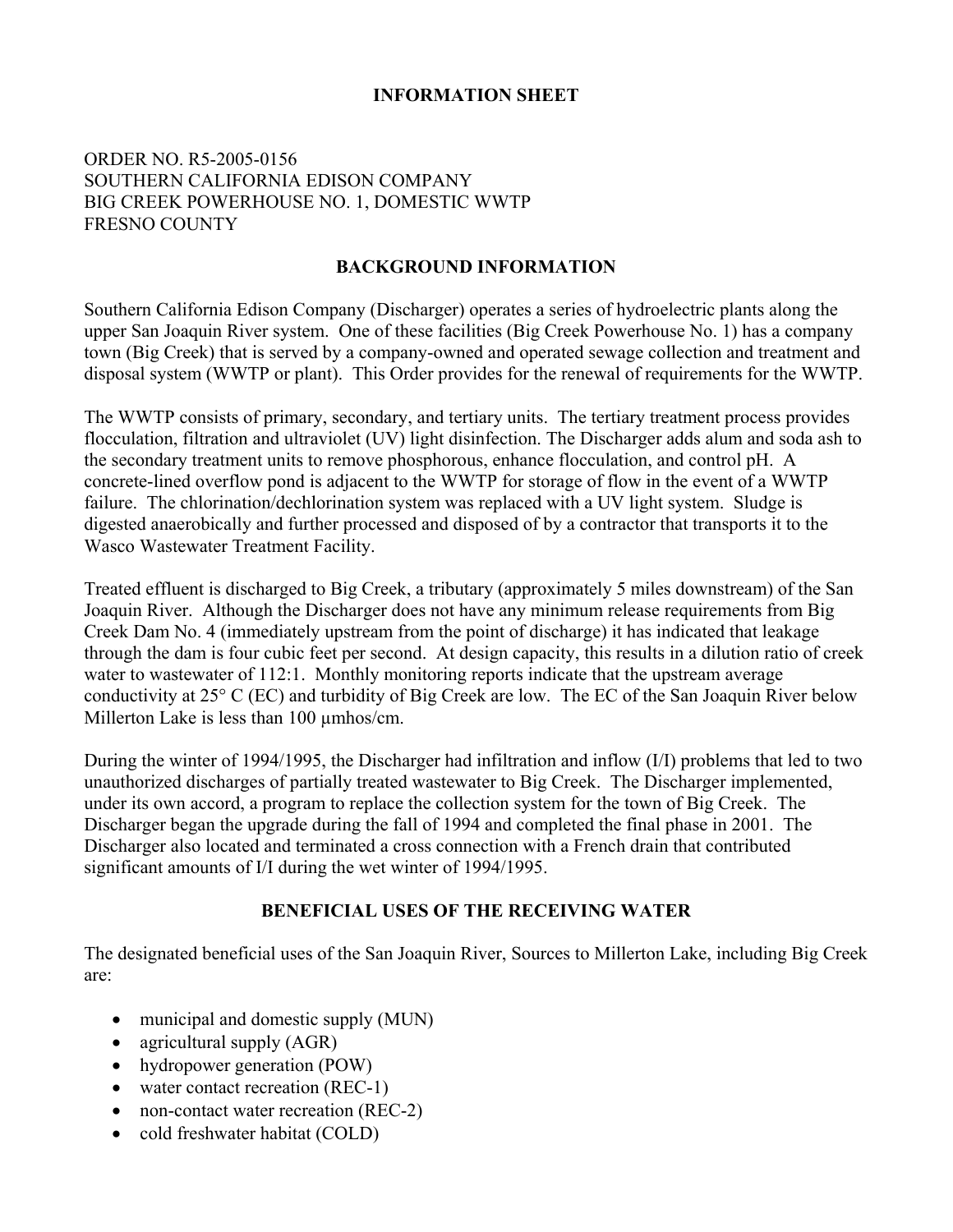# INFORMATION SHEET

ORDER NO. R5-2005-0156
SOUTHERN CALIFORNIA EDISON COMPANY
BIG CREEK POWERHOUSE NO. 1, DOMESTIC WWTP
FRESNO COUNTY

## BACKGROUND INFORMATION

Southern California Edison Company (Discharger) operates a series of hydroelectric plants along the upper San Joaquin River system. One of these facilities (Big Creek Powerhouse No. 1) has a company town (Big Creek) that is served by a company-owned and operated sewage collection and treatment and disposal system (WWTP or plant). This Order provides for the renewal of requirements for the WWTP.

The WWTP consists of primary, secondary, and tertiary units. The tertiary treatment process provides flocculation, filtration and ultraviolet (UV) light disinfection. The Discharger adds alum and soda ash to the secondary treatment units to remove phosphorous, enhance flocculation, and control pH. A concrete-lined overflow pond is adjacent to the WWTP for storage of flow in the event of a WWTP failure. The chlorination/dechlorination system was replaced with a UV light system. Sludge is digested anaerobically and further processed and disposed of by a contractor that transports it to the Wasco Wastewater Treatment Facility.

Treated effluent is discharged to Big Creek, a tributary (approximately 5 miles downstream) of the San Joaquin River. Although the Discharger does not have any minimum release requirements from Big Creek Dam No. 4 (immediately upstream from the point of discharge) it has indicated that leakage through the dam is four cubic feet per second. At design capacity, this results in a dilution ratio of creek water to wastewater of 112:1. Monthly monitoring reports indicate that the upstream average conductivity at 25° C (EC) and turbidity of Big Creek are low. The EC of the San Joaquin River below Millerton Lake is less than 100 μmhos/cm.

During the winter of 1994/1995, the Discharger had infiltration and inflow (I/I) problems that led to two unauthorized discharges of partially treated wastewater to Big Creek. The Discharger implemented, under its own accord, a program to replace the collection system for the town of Big Creek. The Discharger began the upgrade during the fall of 1994 and completed the final phase in 2001. The Discharger also located and terminated a cross connection with a French drain that contributed significant amounts of I/I during the wet winter of 1994/1995.

## BENEFICIAL USES OF THE RECEIVING WATER

The designated beneficial uses of the San Joaquin River, Sources to Millerton Lake, including Big Creek are:

- municipal and domestic supply (MUN)
- agricultural supply (AGR)
- hydropower generation (POW)
- water contact recreation (REC-1)
- non-contact water recreation (REC-2)
- cold freshwater habitat (COLD)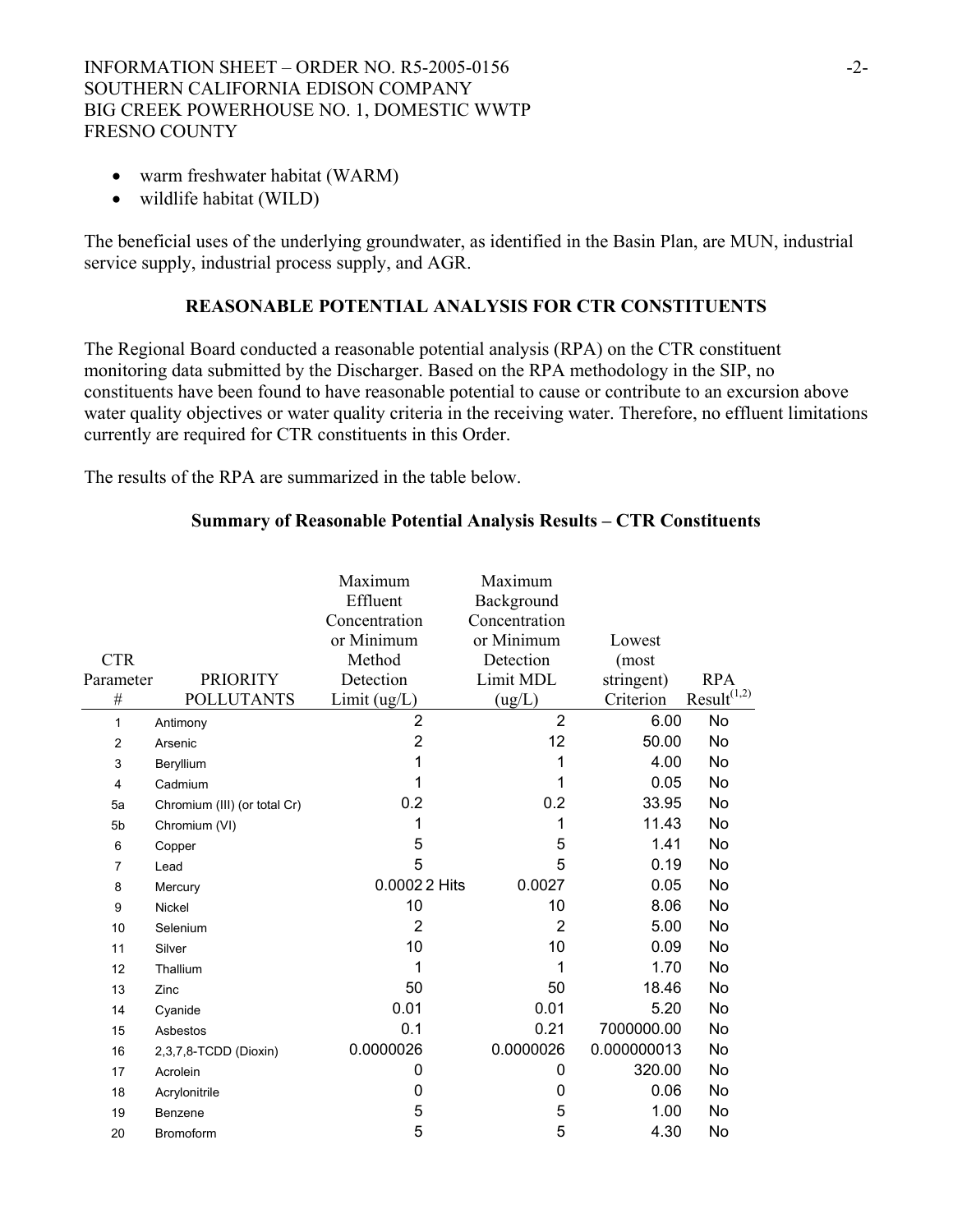- warm freshwater habitat (WARM)
- wildlife habitat (WILD)

The beneficial uses of the underlying groundwater, as identified in the Basin Plan, are MUN, industrial service supply, industrial process supply, and AGR.

## REASONABLE POTENTIAL ANALYSIS FOR CTR CONSTITUENTS

The Regional Board conducted a reasonable potential analysis (RPA) on the CTR constituent monitoring data submitted by the Discharger. Based on the RPA methodology in the SIP, no constituents have been found to have reasonable potential to cause or contribute to an excursion above water quality objectives or water quality criteria in the receiving water. Therefore, no effluent limitations currently are required for CTR constituents in this Order.

The results of the RPA are summarized in the table below.

**Summary of Reasonable Potential Analysis Results – CTR Constituents**

| CTR Parameter # | PRIORITY POLLUTANTS | Maximum Effluent Concentration or Minimum Method Detection Limit (ug/L) | Maximum Background Concentration or Minimum Detection Limit MDL (ug/L) | Lowest (most stringent) Criterion | RPA Result[1,2] |
|---|---|---|---|---|---|
| 1 | Antimony | 2 | 2 | 6.00 | No |
| 2 | Arsenic | 2 | 12 | 50.00 | No |
| 3 | Beryllium | 1 | 1 | 4.00 | No |
| 4 | Cadmium | 1 | 1 | 0.05 | No |
| 5a | Chromium (III) (or total Cr) | 0.2 | 0.2 | 33.95 | No |
| 5b | Chromium (VI) | 1 | 1 | 11.43 | No |
| 6 | Copper | 5 | 5 | 1.41 | No |
| 7 | Lead | 5 | 5 | 0.19 | No |
| 8 | Mercury | 0.0002 2 Hits | 0.0027 | 0.05 | No |
| 9 | Nickel | 10 | 10 | 8.06 | No |
| 10 | Selenium | 2 | 2 | 5.00 | No |
| 11 | Silver | 10 | 10 | 0.09 | No |
| 12 | Thallium | 1 | 1 | 1.70 | No |
| 13 | Zinc | 50 | 50 | 18.46 | No |
| 14 | Cyanide | 0.01 | 0.01 | 5.20 | No |
| 15 | Asbestos | 0.1 | 0.21 | 7000000.00 | No |
| 16 | 2,3,7,8-TCDD (Dioxin) | 0.0000026 | 0.0000026 | 0.000000013 | No |
| 17 | Acrolein | 0 | 0 | 320.00 | No |
| 18 | Acrylonitrile | 0 | 0 | 0.06 | No |
| 19 | Benzene | 5 | 5 | 1.00 | No |
| 20 | Bromoform | 5 | 5 | 4.30 | No |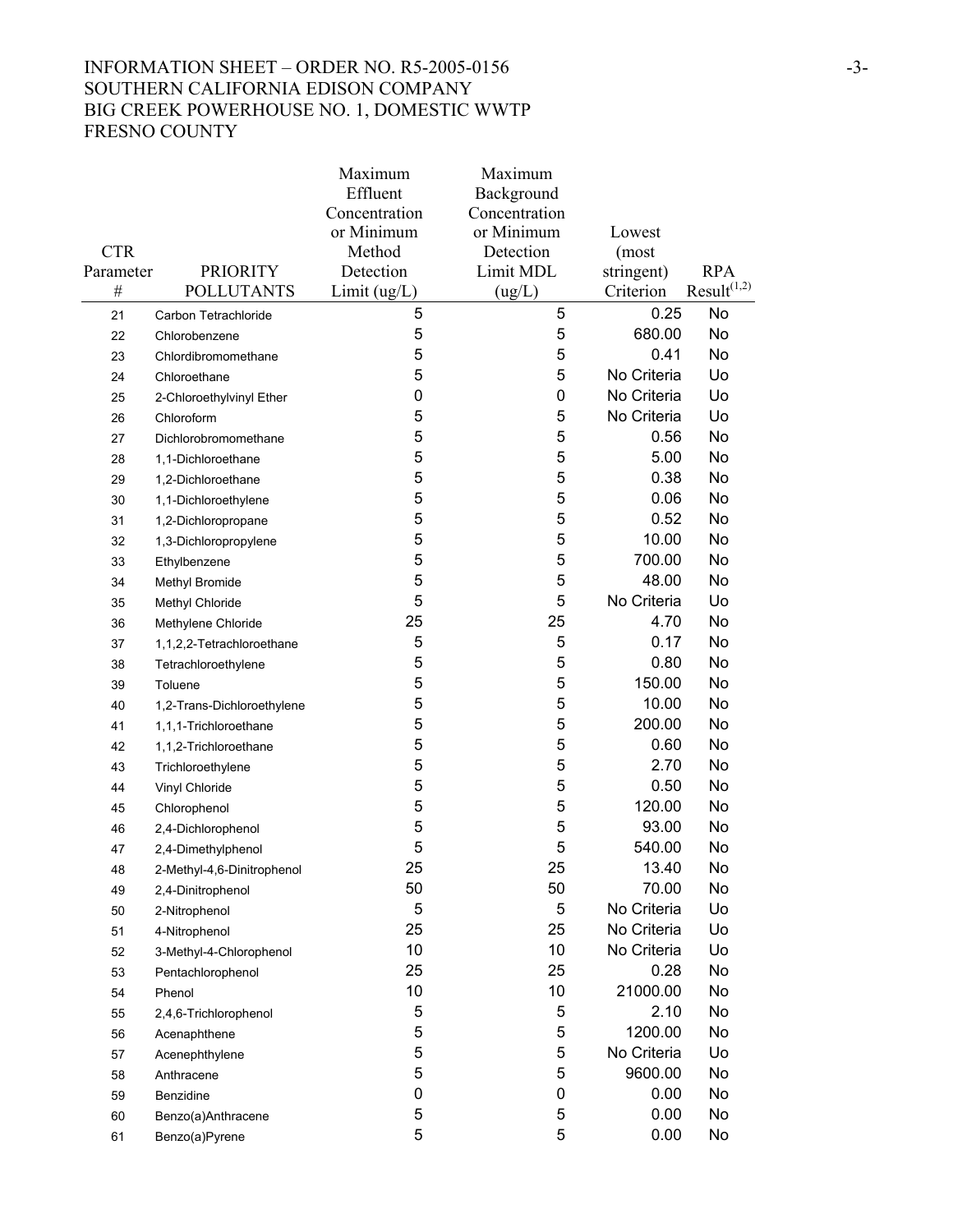| CTR Parameter # | PRIORITY POLLUTANTS | Maximum Effluent Concentration or Minimum Method Detection Limit (ug/L) | Maximum Background Concentration or Minimum Detection Limit MDL (ug/L) | Lowest (most stringent) Criterion | RPA Result[(1,2)] |
|---|---|---|---|---|---|
| 21 | Carbon Tetrachloride | 5 | 5 | 0.25 | No |
| 22 | Chlorobenzene | 5 | 5 | 680.00 | No |
| 23 | Chlordibromomethane | 5 | 5 | 0.41 | No |
| 24 | Chloroethane | 5 | 5 | No Criteria | Uo |
| 25 | 2-Chloroethylvinyl Ether | 0 | 0 | No Criteria | Uo |
| 26 | Chloroform | 5 | 5 | No Criteria | Uo |
| 27 | Dichlorobromomethane | 5 | 5 | 0.56 | No |
| 28 | 1,1-Dichloroethane | 5 | 5 | 5.00 | No |
| 29 | 1,2-Dichloroethane | 5 | 5 | 0.38 | No |
| 30 | 1,1-Dichloroethylene | 5 | 5 | 0.06 | No |
| 31 | 1,2-Dichloropropane | 5 | 5 | 0.52 | No |
| 32 | 1,3-Dichloropropylene | 5 | 5 | 10.00 | No |
| 33 | Ethylbenzene | 5 | 5 | 700.00 | No |
| 34 | Methyl Bromide | 5 | 5 | 48.00 | No |
| 35 | Methyl Chloride | 5 | 5 | No Criteria | Uo |
| 36 | Methylene Chloride | 25 | 25 | 4.70 | No |
| 37 | 1,1,2,2-Tetrachloroethane | 5 | 5 | 0.17 | No |
| 38 | Tetrachloroethylene | 5 | 5 | 0.80 | No |
| 39 | Toluene | 5 | 5 | 150.00 | No |
| 40 | 1,2-Trans-Dichloroethylene | 5 | 5 | 10.00 | No |
| 41 | 1,1,1-Trichloroethane | 5 | 5 | 200.00 | No |
| 42 | 1,1,2-Trichloroethane | 5 | 5 | 0.60 | No |
| 43 | Trichloroethylene | 5 | 5 | 2.70 | No |
| 44 | Vinyl Chloride | 5 | 5 | 0.50 | No |
| 45 | Chlorophenol | 5 | 5 | 120.00 | No |
| 46 | 2,4-Dichlorophenol | 5 | 5 | 93.00 | No |
| 47 | 2,4-Dimethylphenol | 5 | 5 | 540.00 | No |
| 48 | 2-Methyl-4,6-Dinitrophenol | 25 | 25 | 13.40 | No |
| 49 | 2,4-Dinitrophenol | 50 | 50 | 70.00 | No |
| 50 | 2-Nitrophenol | 5 | 5 | No Criteria | Uo |
| 51 | 4-Nitrophenol | 25 | 25 | No Criteria | Uo |
| 52 | 3-Methyl-4-Chlorophenol | 10 | 10 | No Criteria | Uo |
| 53 | Pentachlorophenol | 25 | 25 | 0.28 | No |
| 54 | Phenol | 10 | 10 | 21000.00 | No |
| 55 | 2,4,6-Trichlorophenol | 5 | 5 | 2.10 | No |
| 56 | Acenaphthene | 5 | 5 | 1200.00 | No |
| 57 | Acenephthylene | 5 | 5 | No Criteria | Uo |
| 58 | Anthracene | 5 | 5 | 9600.00 | No |
| 59 | Benzidine | 0 | 0 | 0.00 | No |
| 60 | Benzo(a)Anthracene | 5 | 5 | 0.00 | No |
| 61 | Benzo(a)Pyrene | 5 | 5 | 0.00 | No |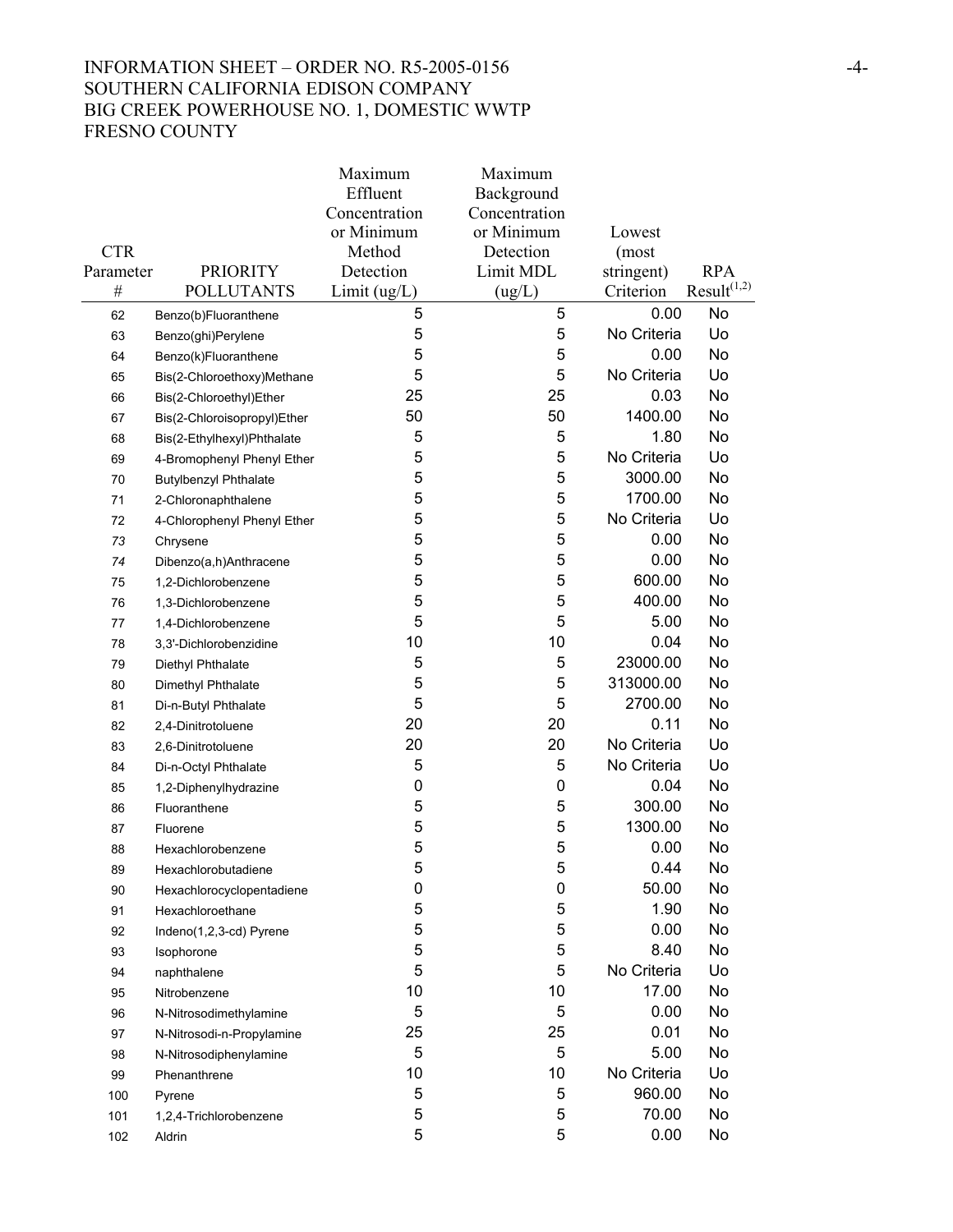| CTR Parameter # | PRIORITY POLLUTANTS | Maximum Effluent Concentration or Minimum Method Detection Limit (ug/L) | Maximum Background Concentration or Minimum Detection Limit MDL (ug/L) | Lowest (most stringent) Criterion | RPA Result[(1,2)] |
|---|---|---|---|---|---|
| 62 | Benzo(b)Fluoranthene | 5 | 5 | 0.00 | No |
| 63 | Benzo(ghi)Perylene | 5 | 5 | No Criteria | Uo |
| 64 | Benzo(k)Fluoranthene | 5 | 5 | 0.00 | No |
| 65 | Bis(2-Chloroethoxy)Methane | 5 | 5 | No Criteria | Uo |
| 66 | Bis(2-Chloroethyl)Ether | 25 | 25 | 0.03 | No |
| 67 | Bis(2-Chloroisopropyl)Ether | 50 | 50 | 1400.00 | No |
| 68 | Bis(2-Ethylhexyl)Phthalate | 5 | 5 | 1.80 | No |
| 69 | 4-Bromophenyl Phenyl Ether | 5 | 5 | No Criteria | Uo |
| 70 | Butylbenzyl Phthalate | 5 | 5 | 3000.00 | No |
| 71 | 2-Chloronaphthalene | 5 | 5 | 1700.00 | No |
| 72 | 4-Chlorophenyl Phenyl Ether | 5 | 5 | No Criteria | Uo |
| 73 | Chrysene | 5 | 5 | 0.00 | No |
| 74 | Dibenzo(a,h)Anthracene | 5 | 5 | 0.00 | No |
| 75 | 1,2-Dichlorobenzene | 5 | 5 | 600.00 | No |
| 76 | 1,3-Dichlorobenzene | 5 | 5 | 400.00 | No |
| 77 | 1,4-Dichlorobenzene | 5 | 5 | 5.00 | No |
| 78 | 3,3'-Dichlorobenzidine | 10 | 10 | 0.04 | No |
| 79 | Diethyl Phthalate | 5 | 5 | 23000.00 | No |
| 80 | Dimethyl Phthalate | 5 | 5 | 313000.00 | No |
| 81 | Di-n-Butyl Phthalate | 5 | 5 | 2700.00 | No |
| 82 | 2,4-Dinitrotoluene | 20 | 20 | 0.11 | No |
| 83 | 2,6-Dinitrotoluene | 20 | 20 | No Criteria | Uo |
| 84 | Di-n-Octyl Phthalate | 5 | 5 | No Criteria | Uo |
| 85 | 1,2-Diphenylhydrazine | 0 | 0 | 0.04 | No |
| 86 | Fluoranthene | 5 | 5 | 300.00 | No |
| 87 | Fluorene | 5 | 5 | 1300.00 | No |
| 88 | Hexachlorobenzene | 5 | 5 | 0.00 | No |
| 89 | Hexachlorobutadiene | 5 | 5 | 0.44 | No |
| 90 | Hexachlorocyclopentadiene | 0 | 0 | 50.00 | No |
| 91 | Hexachloroethane | 5 | 5 | 1.90 | No |
| 92 | Indeno(1,2,3-cd) Pyrene | 5 | 5 | 0.00 | No |
| 93 | Isophorone | 5 | 5 | 8.40 | No |
| 94 | naphthalene | 5 | 5 | No Criteria | Uo |
| 95 | Nitrobenzene | 10 | 10 | 17.00 | No |
| 96 | N-Nitrosodimethylamine | 5 | 5 | 0.00 | No |
| 97 | N-Nitrosodi-n-Propylamine | 25 | 25 | 0.01 | No |
| 98 | N-Nitrosodiphenylamine | 5 | 5 | 5.00 | No |
| 99 | Phenanthrene | 10 | 10 | No Criteria | Uo |
| 100 | Pyrene | 5 | 5 | 960.00 | No |
| 101 | 1,2,4-Trichlorobenzene | 5 | 5 | 70.00 | No |
| 102 | Aldrin | 5 | 5 | 0.00 | No |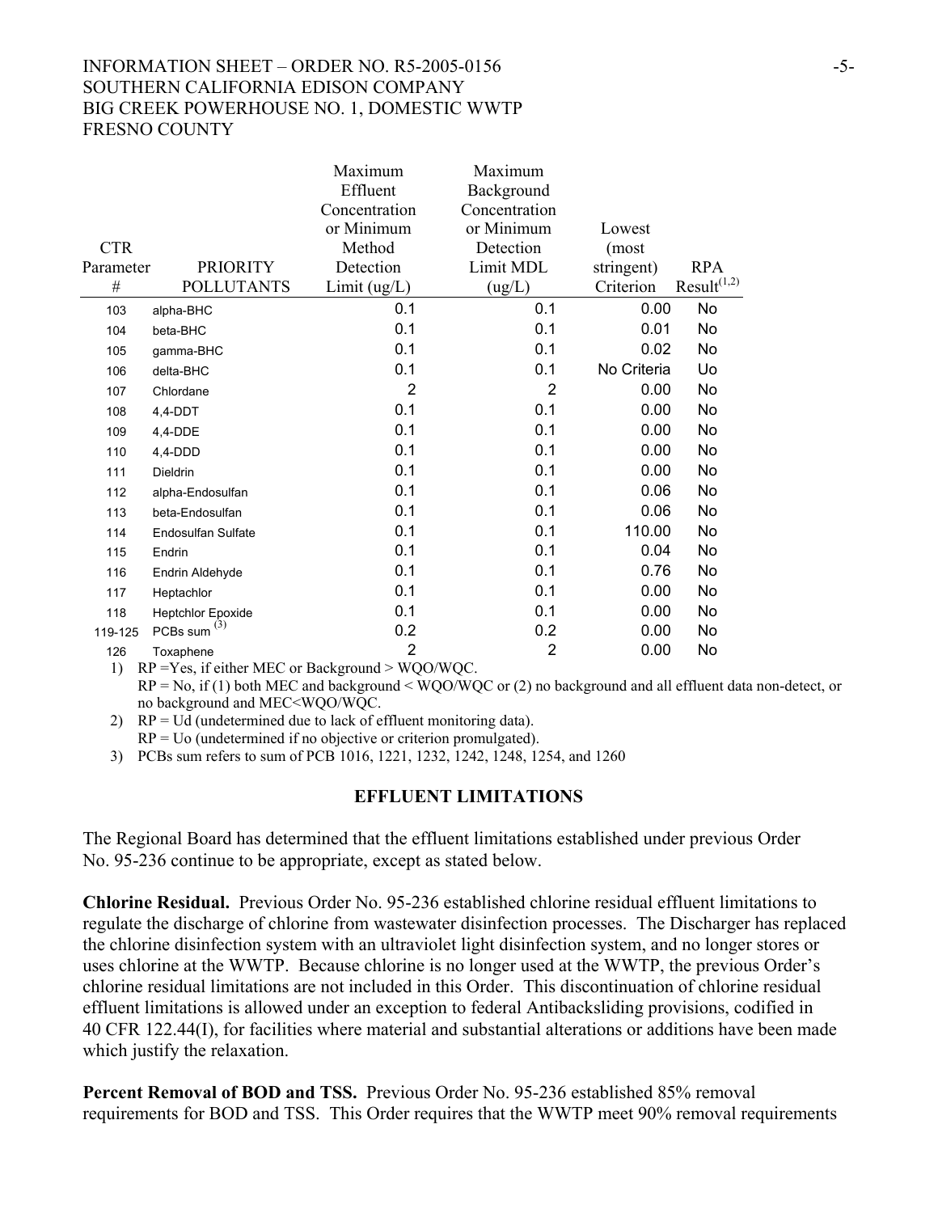| CTR Parameter # | PRIORITY POLLUTANTS | Maximum Effluent Concentration or Minimum Method Detection Limit (ug/L) | Maximum Background Concentration or Minimum Detection Limit MDL (ug/L) | Lowest (most stringent) Criterion | RPA Result(1,2) |
|---|---|---|---|---|---|
| 103 | alpha-BHC | 0.1 | 0.1 | 0.00 | No |
| 104 | beta-BHC | 0.1 | 0.1 | 0.01 | No |
| 105 | gamma-BHC | 0.1 | 0.1 | 0.02 | No |
| 106 | delta-BHC | 0.1 | 0.1 | No Criteria | Uo |
| 107 | Chlordane | 2 | 2 | 0.00 | No |
| 108 | 4,4-DDT | 0.1 | 0.1 | 0.00 | No |
| 109 | 4,4-DDE | 0.1 | 0.1 | 0.00 | No |
| 110 | 4,4-DDD | 0.1 | 0.1 | 0.00 | No |
| 111 | Dieldrin | 0.1 | 0.1 | 0.00 | No |
| 112 | alpha-Endosulfan | 0.1 | 0.1 | 0.06 | No |
| 113 | beta-Endosulfan | 0.1 | 0.1 | 0.06 | No |
| 114 | Endosulfan Sulfate | 0.1 | 0.1 | 110.00 | No |
| 115 | Endrin | 0.1 | 0.1 | 0.04 | No |
| 116 | Endrin Aldehyde | 0.1 | 0.1 | 0.76 | No |
| 117 | Heptachlor | 0.1 | 0.1 | 0.00 | No |
| 118 | Heptchlor Epoxide | 0.1 | 0.1 | 0.00 | No |
| 119-125 | PCBs sum (3) | 0.2 | 0.2 | 0.00 | No |
| 126 | Toxaphene | 2 | 2 | 0.00 | No |

1) RP =Yes, if either MEC or Background > WQO/WQC.
   RP = No, if (1) both MEC and background < WQO/WQC or (2) no background and all effluent data non-detect, or no background and MEC<WQO/WQC.
2) RP = Ud (undetermined due to lack of effluent monitoring data).
   RP = Uo (undetermined if no objective or criterion promulgated).
3) PCBs sum refers to sum of PCB 1016, 1221, 1232, 1242, 1248, 1254, and 1260

## EFFLUENT LIMITATIONS

The Regional Board has determined that the effluent limitations established under previous Order No. 95-236 continue to be appropriate, except as stated below.

**Chlorine Residual.** Previous Order No. 95-236 established chlorine residual effluent limitations to regulate the discharge of chlorine from wastewater disinfection processes. The Discharger has replaced the chlorine disinfection system with an ultraviolet light disinfection system, and no longer stores or uses chlorine at the WWTP. Because chlorine is no longer used at the WWTP, the previous Order's chlorine residual limitations are not included in this Order. This discontinuation of chlorine residual effluent limitations is allowed under an exception to federal Antibacksliding provisions, codified in 40 CFR 122.44(I), for facilities where material and substantial alterations or additions have been made which justify the relaxation.

**Percent Removal of BOD and TSS.** Previous Order No. 95-236 established 85% removal requirements for BOD and TSS. This Order requires that the WWTP meet 90% removal requirements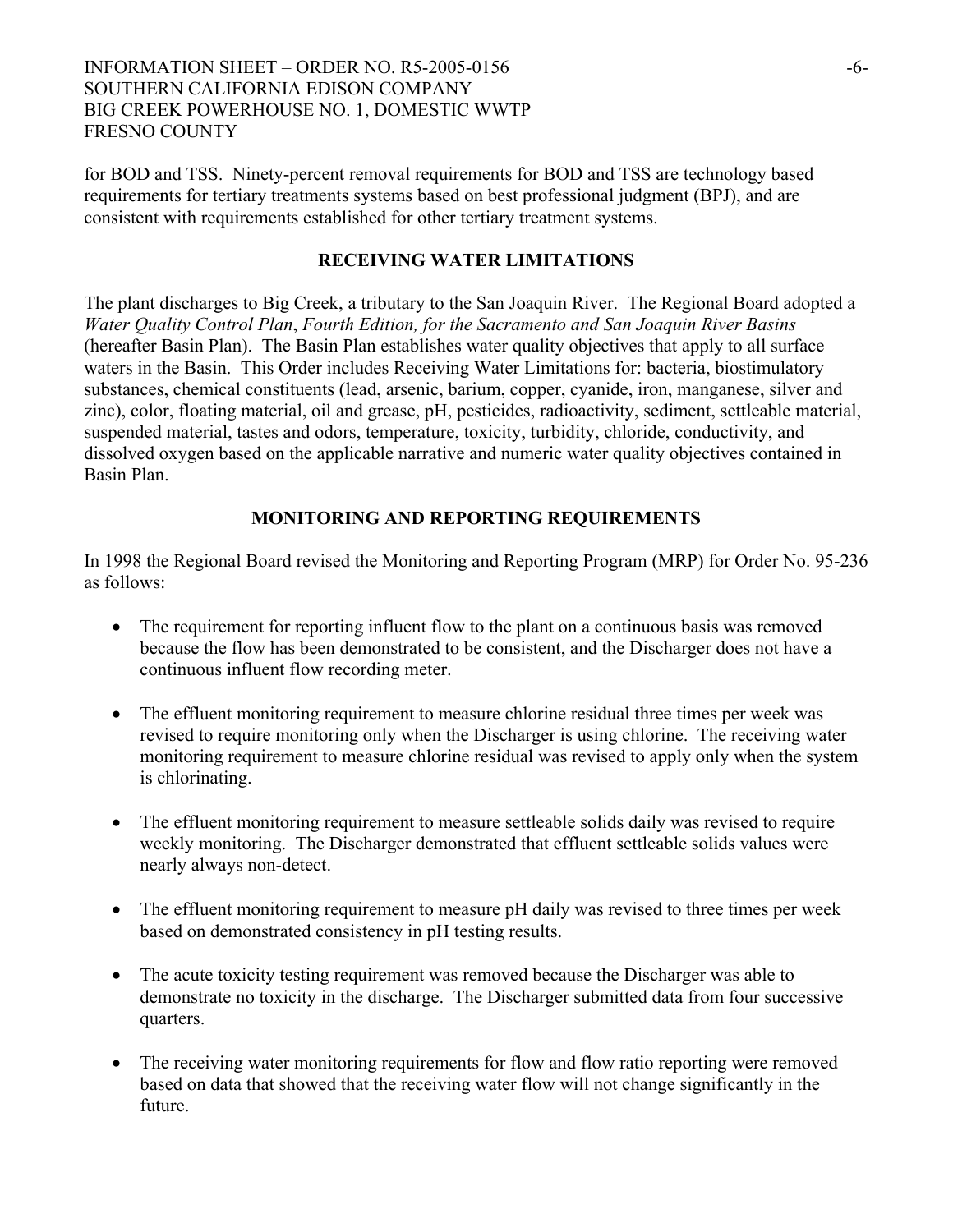for BOD and TSS. Ninety-percent removal requirements for BOD and TSS are technology based requirements for tertiary treatments systems based on best professional judgment (BPJ), and are consistent with requirements established for other tertiary treatment systems.

## RECEIVING WATER LIMITATIONS

The plant discharges to Big Creek, a tributary to the San Joaquin River. The Regional Board adopted a *Water Quality Control Plan*, *Fourth Edition, for the Sacramento and San Joaquin River Basins* (hereafter Basin Plan). The Basin Plan establishes water quality objectives that apply to all surface waters in the Basin. This Order includes Receiving Water Limitations for: bacteria, biostimulatory substances, chemical constituents (lead, arsenic, barium, copper, cyanide, iron, manganese, silver and zinc), color, floating material, oil and grease, pH, pesticides, radioactivity, sediment, settleable material, suspended material, tastes and odors, temperature, toxicity, turbidity, chloride, conductivity, and dissolved oxygen based on the applicable narrative and numeric water quality objectives contained in Basin Plan.

## MONITORING AND REPORTING REQUIREMENTS

In 1998 the Regional Board revised the Monitoring and Reporting Program (MRP) for Order No. 95-236 as follows:

- The requirement for reporting influent flow to the plant on a continuous basis was removed because the flow has been demonstrated to be consistent, and the Discharger does not have a continuous influent flow recording meter.
- The effluent monitoring requirement to measure chlorine residual three times per week was revised to require monitoring only when the Discharger is using chlorine. The receiving water monitoring requirement to measure chlorine residual was revised to apply only when the system is chlorinating.
- The effluent monitoring requirement to measure settleable solids daily was revised to require weekly monitoring. The Discharger demonstrated that effluent settleable solids values were nearly always non-detect.
- The effluent monitoring requirement to measure pH daily was revised to three times per week based on demonstrated consistency in pH testing results.
- The acute toxicity testing requirement was removed because the Discharger was able to demonstrate no toxicity in the discharge. The Discharger submitted data from four successive quarters.
- The receiving water monitoring requirements for flow and flow ratio reporting were removed based on data that showed that the receiving water flow will not change significantly in the future.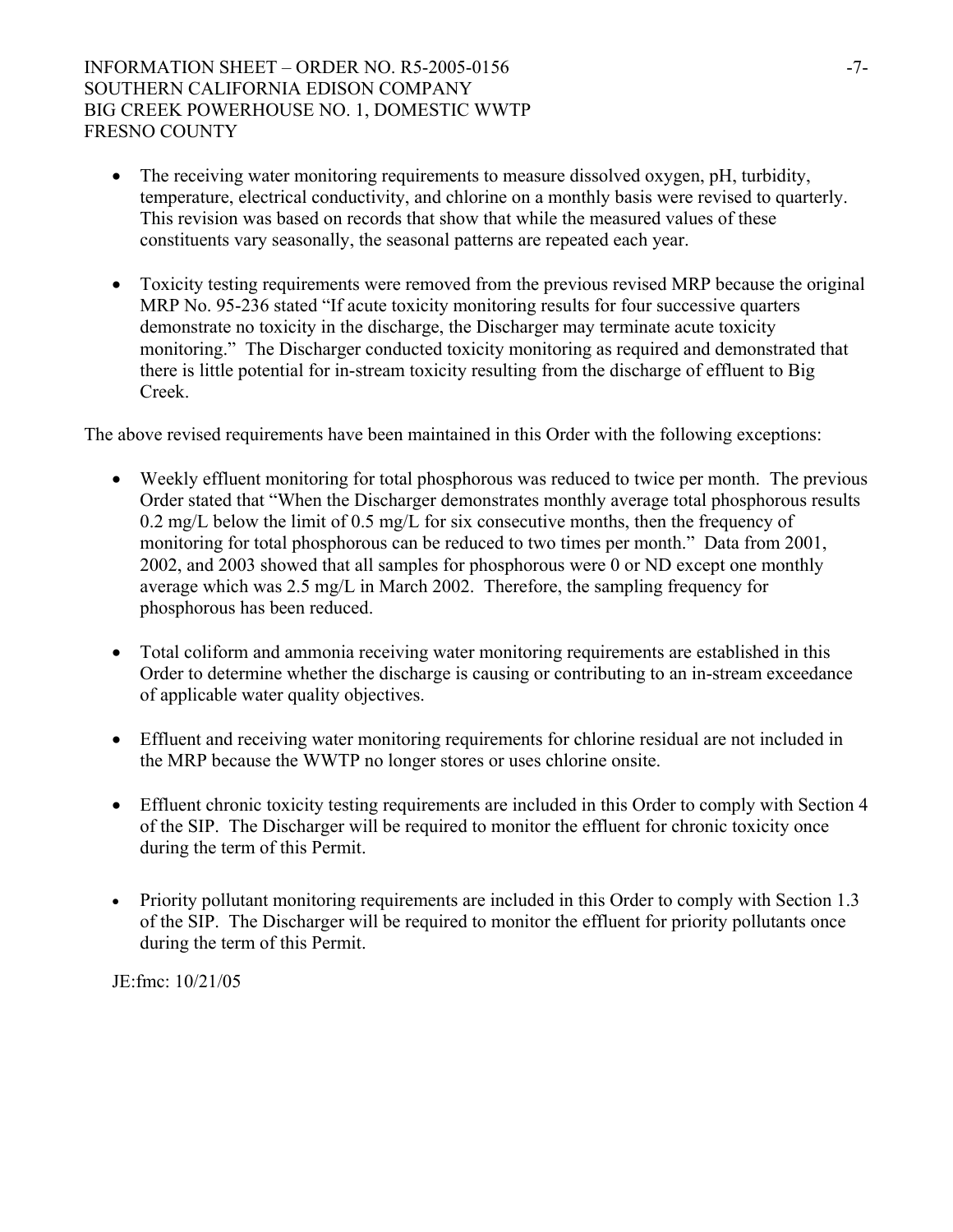- The receiving water monitoring requirements to measure dissolved oxygen, pH, turbidity, temperature, electrical conductivity, and chlorine on a monthly basis were revised to quarterly. This revision was based on records that show that while the measured values of these constituents vary seasonally, the seasonal patterns are repeated each year.

- Toxicity testing requirements were removed from the previous revised MRP because the original MRP No. 95-236 stated "If acute toxicity monitoring results for four successive quarters demonstrate no toxicity in the discharge, the Discharger may terminate acute toxicity monitoring." The Discharger conducted toxicity monitoring as required and demonstrated that there is little potential for in-stream toxicity resulting from the discharge of effluent to Big Creek.

The above revised requirements have been maintained in this Order with the following exceptions:

- Weekly effluent monitoring for total phosphorous was reduced to twice per month. The previous Order stated that "When the Discharger demonstrates monthly average total phosphorous results 0.2 mg/L below the limit of 0.5 mg/L for six consecutive months, then the frequency of monitoring for total phosphorous can be reduced to two times per month." Data from 2001, 2002, and 2003 showed that all samples for phosphorous were 0 or ND except one monthly average which was 2.5 mg/L in March 2002. Therefore, the sampling frequency for phosphorous has been reduced.

- Total coliform and ammonia receiving water monitoring requirements are established in this Order to determine whether the discharge is causing or contributing to an in-stream exceedance of applicable water quality objectives.

- Effluent and receiving water monitoring requirements for chlorine residual are not included in the MRP because the WWTP no longer stores or uses chlorine onsite.

- Effluent chronic toxicity testing requirements are included in this Order to comply with Section 4 of the SIP. The Discharger will be required to monitor the effluent for chronic toxicity once during the term of this Permit.

- Priority pollutant monitoring requirements are included in this Order to comply with Section 1.3 of the SIP. The Discharger will be required to monitor the effluent for priority pollutants once during the term of this Permit.

JE:fmc: 10/21/05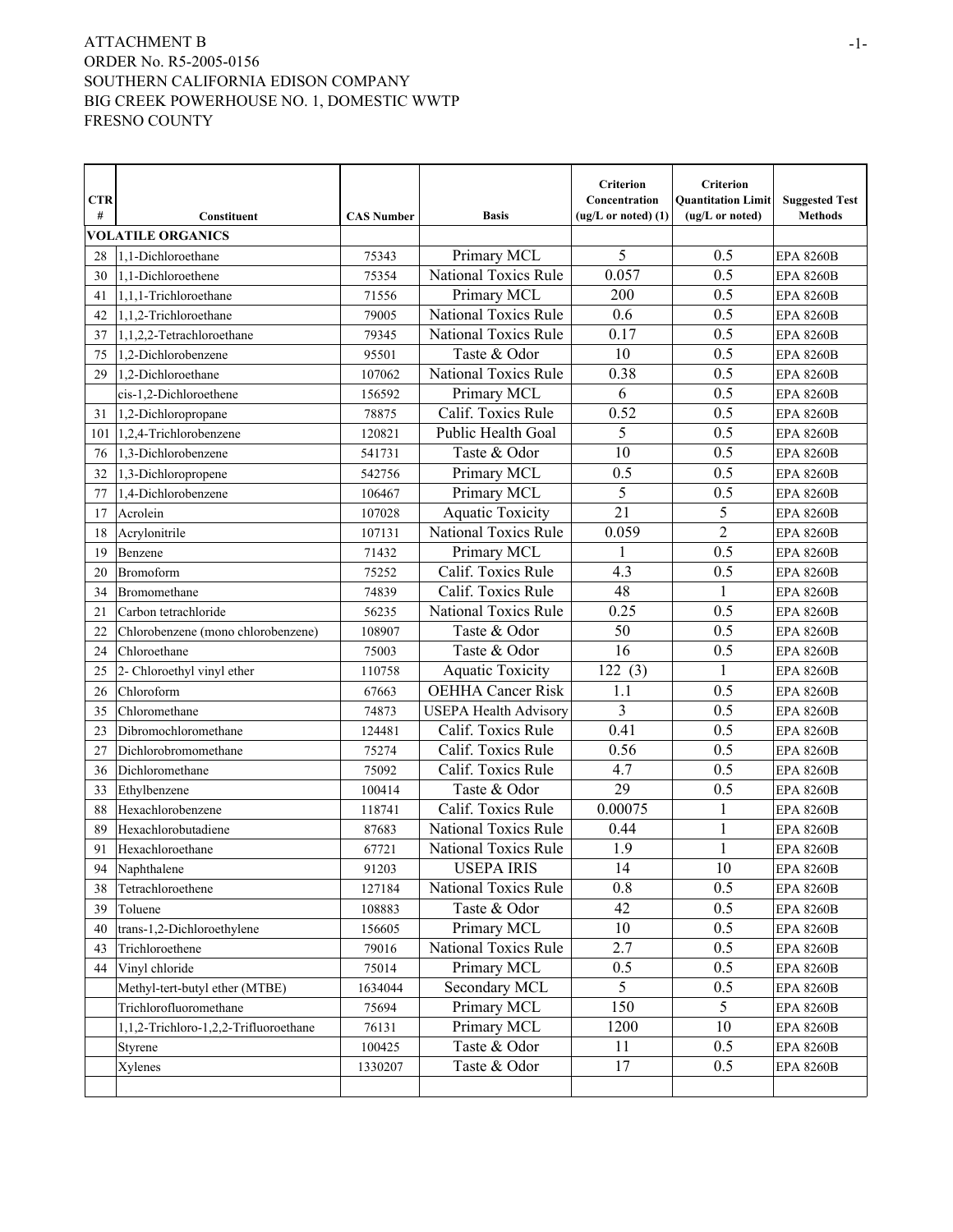ATTACHMENT B
ORDER No. R5-2005-0156
SOUTHERN CALIFORNIA EDISON COMPANY
BIG CREEK POWERHOUSE NO. 1, DOMESTIC WWTP
FRESNO COUNTY

| CTR # | Constituent | CAS Number | Basis | Criterion Concentration (ug/L or noted) (1) | Criterion Quantitation Limit (ug/L or noted) | Suggested Test Methods |
|---|---|---|---|---|---|---|
| | **VOLATILE ORGANICS** | | | | | |
| 28 | 1,1-Dichloroethane | 75343 | Primary MCL | 5 | 0.5 | EPA 8260B |
| 30 | 1,1-Dichloroethene | 75354 | National Toxics Rule | 0.057 | 0.5 | EPA 8260B |
| 41 | 1,1,1-Trichloroethane | 71556 | Primary MCL | 200 | 0.5 | EPA 8260B |
| 42 | 1,1,2-Trichloroethane | 79005 | National Toxics Rule | 0.6 | 0.5 | EPA 8260B |
| 37 | 1,1,2,2-Tetrachloroethane | 79345 | National Toxics Rule | 0.17 | 0.5 | EPA 8260B |
| 75 | 1,2-Dichlorobenzene | 95501 | Taste & Odor | 10 | 0.5 | EPA 8260B |
| 29 | 1,2-Dichloroethane | 107062 | National Toxics Rule | 0.38 | 0.5 | EPA 8260B |
| | cis-1,2-Dichloroethene | 156592 | Primary MCL | 6 | 0.5 | EPA 8260B |
| 31 | 1,2-Dichloropropane | 78875 | Calif. Toxics Rule | 0.52 | 0.5 | EPA 8260B |
| 101 | 1,2,4-Trichlorobenzene | 120821 | Public Health Goal | 5 | 0.5 | EPA 8260B |
| 76 | 1,3-Dichlorobenzene | 541731 | Taste & Odor | 10 | 0.5 | EPA 8260B |
| 32 | 1,3-Dichloropropene | 542756 | Primary MCL | 0.5 | 0.5 | EPA 8260B |
| 77 | 1,4-Dichlorobenzene | 106467 | Primary MCL | 5 | 0.5 | EPA 8260B |
| 17 | Acrolein | 107028 | Aquatic Toxicity | 21 | 5 | EPA 8260B |
| 18 | Acrylonitrile | 107131 | National Toxics Rule | 0.059 | 2 | EPA 8260B |
| 19 | Benzene | 71432 | Primary MCL | 1 | 0.5 | EPA 8260B |
| 20 | Bromoform | 75252 | Calif. Toxics Rule | 4.3 | 0.5 | EPA 8260B |
| 34 | Bromomethane | 74839 | Calif. Toxics Rule | 48 | 1 | EPA 8260B |
| 21 | Carbon tetrachloride | 56235 | National Toxics Rule | 0.25 | 0.5 | EPA 8260B |
| 22 | Chlorobenzene (mono chlorobenzene) | 108907 | Taste & Odor | 50 | 0.5 | EPA 8260B |
| 24 | Chloroethane | 75003 | Taste & Odor | 16 | 0.5 | EPA 8260B |
| 25 | 2- Chloroethyl vinyl ether | 110758 | Aquatic Toxicity | 122 (3) | 1 | EPA 8260B |
| 26 | Chloroform | 67663 | OEHHA Cancer Risk | 1.1 | 0.5 | EPA 8260B |
| 35 | Chloromethane | 74873 | USEPA Health Advisory | 3 | 0.5 | EPA 8260B |
| 23 | Dibromochloromethane | 124481 | Calif. Toxics Rule | 0.41 | 0.5 | EPA 8260B |
| 27 | Dichlorobromomethane | 75274 | Calif. Toxics Rule | 0.56 | 0.5 | EPA 8260B |
| 36 | Dichloromethane | 75092 | Calif. Toxics Rule | 4.7 | 0.5 | EPA 8260B |
| 33 | Ethylbenzene | 100414 | Taste & Odor | 29 | 0.5 | EPA 8260B |
| 88 | Hexachlorobenzene | 118741 | Calif. Toxics Rule | 0.00075 | 1 | EPA 8260B |
| 89 | Hexachlorobutadiene | 87683 | National Toxics Rule | 0.44 | 1 | EPA 8260B |
| 91 | Hexachloroethane | 67721 | National Toxics Rule | 1.9 | 1 | EPA 8260B |
| 94 | Naphthalene | 91203 | USEPA IRIS | 14 | 10 | EPA 8260B |
| 38 | Tetrachloroethene | 127184 | National Toxics Rule | 0.8 | 0.5 | EPA 8260B |
| 39 | Toluene | 108883 | Taste & Odor | 42 | 0.5 | EPA 8260B |
| 40 | trans-1,2-Dichloroethylene | 156605 | Primary MCL | 10 | 0.5 | EPA 8260B |
| 43 | Trichloroethene | 79016 | National Toxics Rule | 2.7 | 0.5 | EPA 8260B |
| 44 | Vinyl chloride | 75014 | Primary MCL | 0.5 | 0.5 | EPA 8260B |
| | Methyl-tert-butyl ether (MTBE) | 1634044 | Secondary MCL | 5 | 0.5 | EPA 8260B |
| | Trichlorofluoromethane | 75694 | Primary MCL | 150 | 5 | EPA 8260B |
| | 1,1,2-Trichloro-1,2,2-Trifluoroethane | 76131 | Primary MCL | 1200 | 10 | EPA 8260B |
| | Styrene | 100425 | Taste & Odor | 11 | 0.5 | EPA 8260B |
| | Xylenes | 1330207 | Taste & Odor | 17 | 0.5 | EPA 8260B |
| | | | | | | |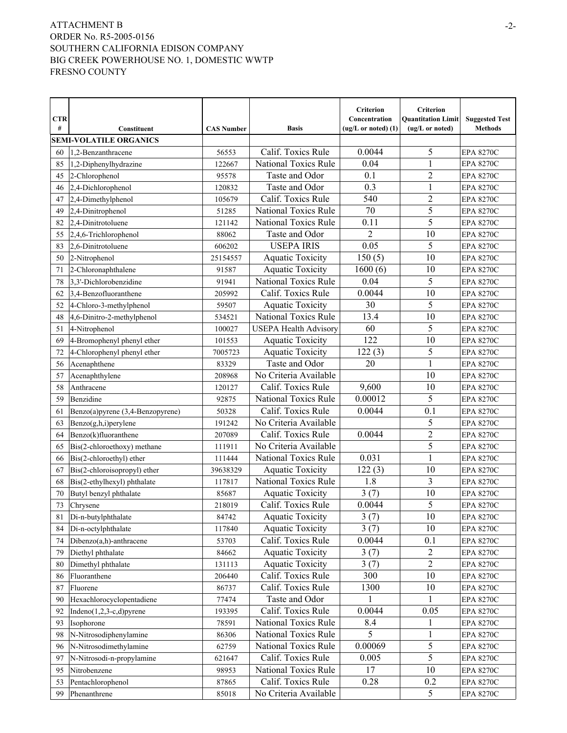ATTACHMENT B
ORDER No. R5-2005-0156
SOUTHERN CALIFORNIA EDISON COMPANY
BIG CREEK POWERHOUSE NO. 1, DOMESTIC WWTP
FRESNO COUNTY

| CTR # | Constituent | CAS Number | Basis | Criterion Concentration (ug/L or noted) (1) | Criterion Quantitation Limit (ug/L or noted) | Suggested Test Methods |
|---|---|---|---|---|---|---|
| | **SEMI-VOLATILE ORGANICS** | | | | | |
| 60 | 1,2-Benzanthracene | 56553 | Calif. Toxics Rule | 0.0044 | 5 | EPA 8270C |
| 85 | 1,2-Diphenylhydrazine | 122667 | National Toxics Rule | 0.04 | 1 | EPA 8270C |
| 45 | 2-Chlorophenol | 95578 | Taste and Odor | 0.1 | 2 | EPA 8270C |
| 46 | 2,4-Dichlorophenol | 120832 | Taste and Odor | 0.3 | 1 | EPA 8270C |
| 47 | 2,4-Dimethylphenol | 105679 | Calif. Toxics Rule | 540 | 2 | EPA 8270C |
| 49 | 2,4-Dinitrophenol | 51285 | National Toxics Rule | 70 | 5 | EPA 8270C |
| 82 | 2,4-Dinitrotoluene | 121142 | National Toxics Rule | 0.11 | 5 | EPA 8270C |
| 55 | 2,4,6-Trichlorophenol | 88062 | Taste and Odor | 2 | 10 | EPA 8270C |
| 83 | 2,6-Dinitrotoluene | 606202 | USEPA IRIS | 0.05 | 5 | EPA 8270C |
| 50 | 2-Nitrophenol | 25154557 | Aquatic Toxicity | 150 (5) | 10 | EPA 8270C |
| 71 | 2-Chloronaphthalene | 91587 | Aquatic Toxicity | 1600 (6) | 10 | EPA 8270C |
| 78 | 3,3'-Dichlorobenzidine | 91941 | National Toxics Rule | 0.04 | 5 | EPA 8270C |
| 62 | 3,4-Benzofluoranthene | 205992 | Calif. Toxics Rule | 0.0044 | 10 | EPA 8270C |
| 52 | 4-Chloro-3-methylphenol | 59507 | Aquatic Toxicity | 30 | 5 | EPA 8270C |
| 48 | 4,6-Dinitro-2-methylphenol | 534521 | National Toxics Rule | 13.4 | 10 | EPA 8270C |
| 51 | 4-Nitrophenol | 100027 | USEPA Health Advisory | 60 | 5 | EPA 8270C |
| 69 | 4-Bromophenyl phenyl ether | 101553 | Aquatic Toxicity | 122 | 10 | EPA 8270C |
| 72 | 4-Chlorophenyl phenyl ether | 7005723 | Aquatic Toxicity | 122 (3) | 5 | EPA 8270C |
| 56 | Acenaphthene | 83329 | Taste and Odor | 20 | 1 | EPA 8270C |
| 57 | Acenaphthylene | 208968 | No Criteria Available | | 10 | EPA 8270C |
| 58 | Anthracene | 120127 | Calif. Toxics Rule | 9,600 | 10 | EPA 8270C |
| 59 | Benzidine | 92875 | National Toxics Rule | 0.00012 | 5 | EPA 8270C |
| 61 | Benzo(a)pyrene (3,4-Benzopyrene) | 50328 | Calif. Toxics Rule | 0.0044 | 0.1 | EPA 8270C |
| 63 | Benzo(g,h,i)perylene | 191242 | No Criteria Available | | 5 | EPA 8270C |
| 64 | Benzo(k)fluoranthene | 207089 | Calif. Toxics Rule | 0.0044 | 2 | EPA 8270C |
| 65 | Bis(2-chloroethoxy) methane | 111911 | No Criteria Available | | 5 | EPA 8270C |
| 66 | Bis(2-chloroethyl) ether | 111444 | National Toxics Rule | 0.031 | 1 | EPA 8270C |
| 67 | Bis(2-chloroisopropyl) ether | 39638329 | Aquatic Toxicity | 122 (3) | 10 | EPA 8270C |
| 68 | Bis(2-ethylhexyl) phthalate | 117817 | National Toxics Rule | 1.8 | 3 | EPA 8270C |
| 70 | Butyl benzyl phthalate | 85687 | Aquatic Toxicity | 3 (7) | 10 | EPA 8270C |
| 73 | Chrysene | 218019 | Calif. Toxics Rule | 0.0044 | 5 | EPA 8270C |
| 81 | Di-n-butylphthalate | 84742 | Aquatic Toxicity | 3 (7) | 10 | EPA 8270C |
| 84 | Di-n-octylphthalate | 117840 | Aquatic Toxicity | 3 (7) | 10 | EPA 8270C |
| 74 | Dibenzo(a,h)-anthracene | 53703 | Calif. Toxics Rule | 0.0044 | 0.1 | EPA 8270C |
| 79 | Diethyl phthalate | 84662 | Aquatic Toxicity | 3 (7) | 2 | EPA 8270C |
| 80 | Dimethyl phthalate | 131113 | Aquatic Toxicity | 3 (7) | 2 | EPA 8270C |
| 86 | Fluoranthene | 206440 | Calif. Toxics Rule | 300 | 10 | EPA 8270C |
| 87 | Fluorene | 86737 | Calif. Toxics Rule | 1300 | 10 | EPA 8270C |
| 90 | Hexachlorocyclopentadiene | 77474 | Taste and Odor | 1 | 1 | EPA 8270C |
| 92 | Indeno(1,2,3-c,d)pyrene | 193395 | Calif. Toxics Rule | 0.0044 | 0.05 | EPA 8270C |
| 93 | Isophorone | 78591 | National Toxics Rule | 8.4 | 1 | EPA 8270C |
| 98 | N-Nitrosodiphenylamine | 86306 | National Toxics Rule | 5 | 1 | EPA 8270C |
| 96 | N-Nitrosodimethylamine | 62759 | National Toxics Rule | 0.00069 | 5 | EPA 8270C |
| 97 | N-Nitrosodi-n-propylamine | 621647 | Calif. Toxics Rule | 0.005 | 5 | EPA 8270C |
| 95 | Nitrobenzene | 98953 | National Toxics Rule | 17 | 10 | EPA 8270C |
| 53 | Pentachlorophenol | 87865 | Calif. Toxics Rule | 0.28 | 0.2 | EPA 8270C |
| 99 | Phenanthrene | 85018 | No Criteria Available | | 5 | EPA 8270C |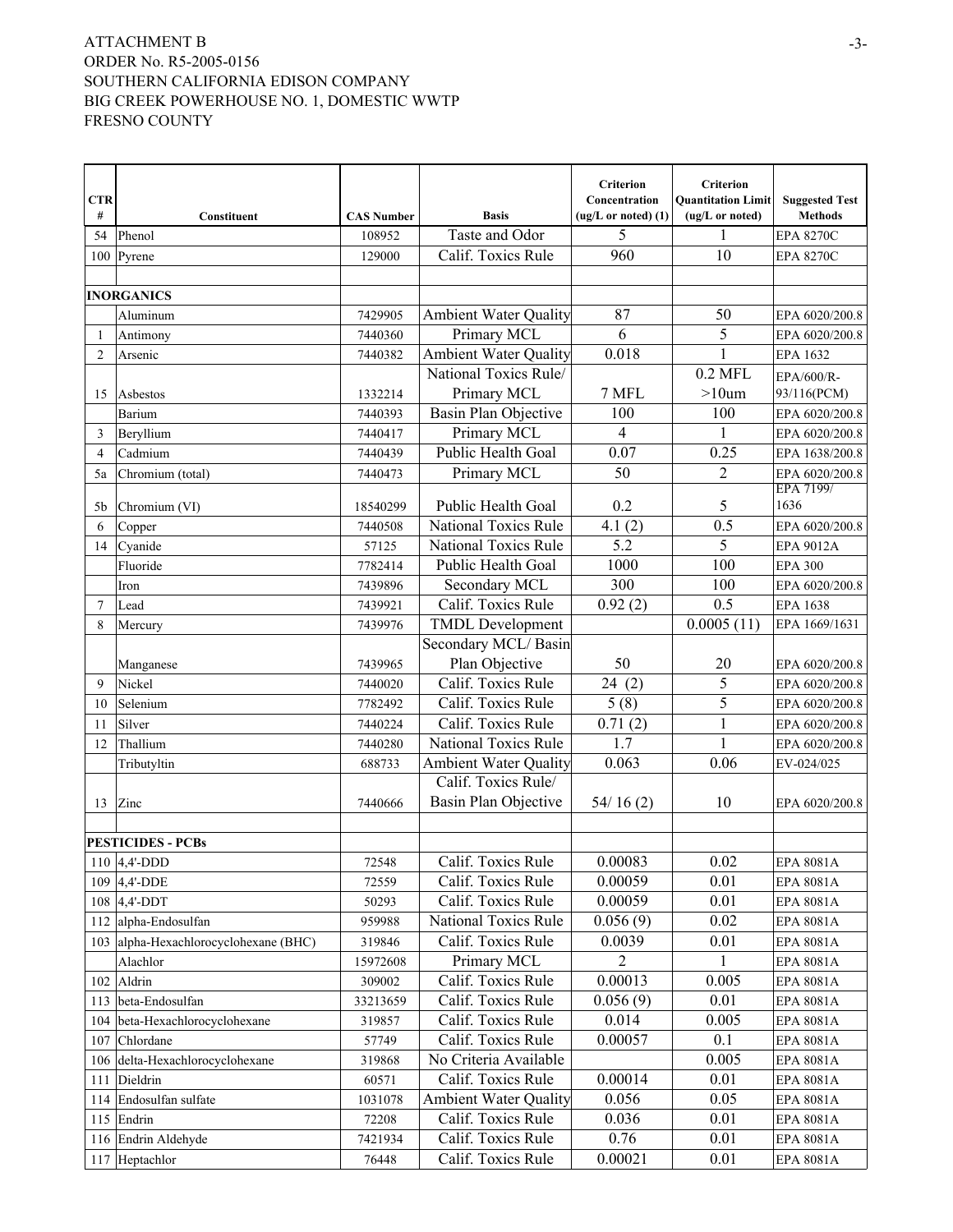ATTACHMENT B
ORDER No. R5-2005-0156
SOUTHERN CALIFORNIA EDISON COMPANY
BIG CREEK POWERHOUSE NO. 1, DOMESTIC WWTP
FRESNO COUNTY

| CTR # | Constituent | CAS Number | Basis | Criterion Concentration (ug/L or noted) (1) | Criterion Quantitation Limit (ug/L or noted) | Suggested Test Methods |
|---|---|---|---|---|---|---|
| 54 | Phenol | 108952 | Taste and Odor | 5 | 1 | EPA 8270C |
| 100 | Pyrene | 129000 | Calif. Toxics Rule | 960 | 10 | EPA 8270C |
| | | | | | | |
| | **INORGANICS** | | | | | |
| | Aluminum | 7429905 | Ambient Water Quality | 87 | 50 | EPA 6020/200.8 |
| 1 | Antimony | 7440360 | Primary MCL | 6 | 5 | EPA 6020/200.8 |
| 2 | Arsenic | 7440382 | Ambient Water Quality | 0.018 | 1 | EPA 1632 |
| 15 | Asbestos | 1332214 | National Toxics Rule/ Primary MCL | 7 MFL | 0.2 MFL >10um | EPA/600/R-93/116(PCM) |
| | Barium | 7440393 | Basin Plan Objective | 100 | 100 | EPA 6020/200.8 |
| 3 | Beryllium | 7440417 | Primary MCL | 4 | 1 | EPA 6020/200.8 |
| 4 | Cadmium | 7440439 | Public Health Goal | 0.07 | 0.25 | EPA 1638/200.8 |
| 5a | Chromium (total) | 7440473 | Primary MCL | 50 | 2 | EPA 6020/200.8 |
| 5b | Chromium (VI) | 18540299 | Public Health Goal | 0.2 | 5 | EPA 7199/ 1636 |
| 6 | Copper | 7440508 | National Toxics Rule | 4.1 (2) | 0.5 | EPA 6020/200.8 |
| 14 | Cyanide | 57125 | National Toxics Rule | 5.2 | 5 | EPA 9012A |
| | Fluoride | 7782414 | Public Health Goal | 1000 | 100 | EPA 300 |
| | Iron | 7439896 | Secondary MCL | 300 | 100 | EPA 6020/200.8 |
| 7 | Lead | 7439921 | Calif. Toxics Rule | 0.92 (2) | 0.5 | EPA 1638 |
| 8 | Mercury | 7439976 | TMDL Development | | 0.0005 (11) | EPA 1669/1631 |
| | Manganese | 7439965 | Secondary MCL/ Basin Plan Objective | 50 | 20 | EPA 6020/200.8 |
| 9 | Nickel | 7440020 | Calif. Toxics Rule | 24 (2) | 5 | EPA 6020/200.8 |
| 10 | Selenium | 7782492 | Calif. Toxics Rule | 5 (8) | 5 | EPA 6020/200.8 |
| 11 | Silver | 7440224 | Calif. Toxics Rule | 0.71 (2) | 1 | EPA 6020/200.8 |
| 12 | Thallium | 7440280 | National Toxics Rule | 1.7 | 1 | EPA 6020/200.8 |
| | Tributyltin | 688733 | Ambient Water Quality | 0.063 | 0.06 | EV-024/025 |
| 13 | Zinc | 7440666 | Calif. Toxics Rule/ Basin Plan Objective | 54/ 16 (2) | 10 | EPA 6020/200.8 |
| | | | | | | |
| | **PESTICIDES - PCBs** | | | | | |
| 110 | 4,4'-DDD | 72548 | Calif. Toxics Rule | 0.00083 | 0.02 | EPA 8081A |
| 109 | 4,4'-DDE | 72559 | Calif. Toxics Rule | 0.00059 | 0.01 | EPA 8081A |
| 108 | 4,4'-DDT | 50293 | Calif. Toxics Rule | 0.00059 | 0.01 | EPA 8081A |
| 112 | alpha-Endosulfan | 959988 | National Toxics Rule | 0.056 (9) | 0.02 | EPA 8081A |
| 103 | alpha-Hexachlorocyclohexane (BHC) | 319846 | Calif. Toxics Rule | 0.0039 | 0.01 | EPA 8081A |
| | Alachlor | 15972608 | Primary MCL | 2 | 1 | EPA 8081A |
| 102 | Aldrin | 309002 | Calif. Toxics Rule | 0.00013 | 0.005 | EPA 8081A |
| 113 | beta-Endosulfan | 33213659 | Calif. Toxics Rule | 0.056 (9) | 0.01 | EPA 8081A |
| 104 | beta-Hexachlorocyclohexane | 319857 | Calif. Toxics Rule | 0.014 | 0.005 | EPA 8081A |
| 107 | Chlordane | 57749 | Calif. Toxics Rule | 0.00057 | 0.1 | EPA 8081A |
| 106 | delta-Hexachlorocyclohexane | 319868 | No Criteria Available | | 0.005 | EPA 8081A |
| 111 | Dieldrin | 60571 | Calif. Toxics Rule | 0.00014 | 0.01 | EPA 8081A |
| 114 | Endosulfan sulfate | 1031078 | Ambient Water Quality | 0.056 | 0.05 | EPA 8081A |
| 115 | Endrin | 72208 | Calif. Toxics Rule | 0.036 | 0.01 | EPA 8081A |
| 116 | Endrin Aldehyde | 7421934 | Calif. Toxics Rule | 0.76 | 0.01 | EPA 8081A |
| 117 | Heptachlor | 76448 | Calif. Toxics Rule | 0.00021 | 0.01 | EPA 8081A |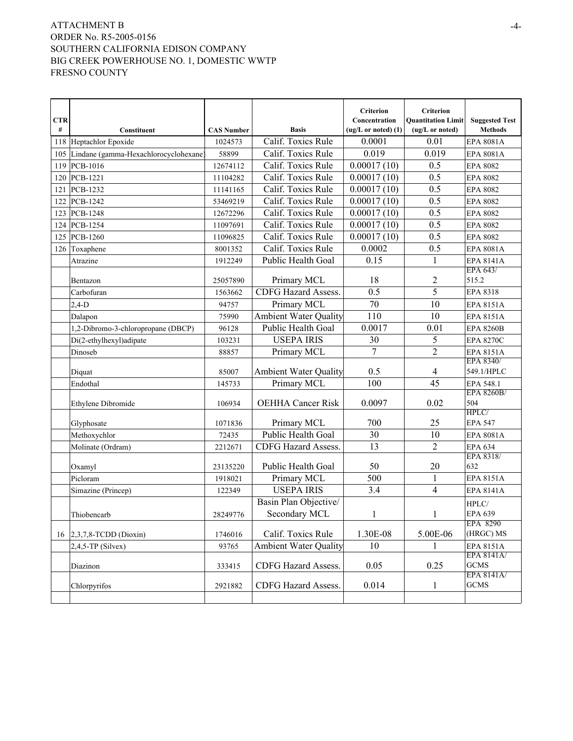ATTACHMENT B
ORDER No. R5-2005-0156
SOUTHERN CALIFORNIA EDISON COMPANY
BIG CREEK POWERHOUSE NO. 1, DOMESTIC WWTP
FRESNO COUNTY

| CTR # | Constituent | CAS Number | Basis | Criterion Concentration (ug/L or noted) (1) | Criterion Quantitation Limit (ug/L or noted) | Suggested Test Methods |
|---|---|---|---|---|---|---|
| 118 | Heptachlor Epoxide | 1024573 | Calif. Toxics Rule | 0.0001 | 0.01 | EPA 8081A |
| 105 | Lindane (gamma-Hexachlorocyclohexane) | 58899 | Calif. Toxics Rule | 0.019 | 0.019 | EPA 8081A |
| 119 | PCB-1016 | 12674112 | Calif. Toxics Rule | 0.00017 (10) | 0.5 | EPA 8082 |
| 120 | PCB-1221 | 11104282 | Calif. Toxics Rule | 0.00017 (10) | 0.5 | EPA 8082 |
| 121 | PCB-1232 | 11141165 | Calif. Toxics Rule | 0.00017 (10) | 0.5 | EPA 8082 |
| 122 | PCB-1242 | 53469219 | Calif. Toxics Rule | 0.00017 (10) | 0.5 | EPA 8082 |
| 123 | PCB-1248 | 12672296 | Calif. Toxics Rule | 0.00017 (10) | 0.5 | EPA 8082 |
| 124 | PCB-1254 | 11097691 | Calif. Toxics Rule | 0.00017 (10) | 0.5 | EPA 8082 |
| 125 | PCB-1260 | 11096825 | Calif. Toxics Rule | 0.00017 (10) | 0.5 | EPA 8082 |
| 126 | Toxaphene | 8001352 | Calif. Toxics Rule | 0.0002 | 0.5 | EPA 8081A |
| | Atrazine | 1912249 | Public Health Goal | 0.15 | 1 | EPA 8141A |
| | Bentazon | 25057890 | Primary MCL | 18 | 2 | EPA 643/ 515.2 |
| | Carbofuran | 1563662 | CDFG Hazard Assess. | 0.5 | 5 | EPA 8318 |
| | 2,4-D | 94757 | Primary MCL | 70 | 10 | EPA 8151A |
| | Dalapon | 75990 | Ambient Water Quality | 110 | 10 | EPA 8151A |
| | 1,2-Dibromo-3-chloropropane (DBCP) | 96128 | Public Health Goal | 0.0017 | 0.01 | EPA 8260B |
| | Di(2-ethylhexyl)adipate | 103231 | USEPA IRIS | 30 | 5 | EPA 8270C |
| | Dinoseb | 88857 | Primary MCL | 7 | 2 | EPA 8151A |
| | Diquat | 85007 | Ambient Water Quality | 0.5 | 4 | EPA 8340/ 549.1/HPLC |
| | Endothal | 145733 | Primary MCL | 100 | 45 | EPA 548.1 |
| | Ethylene Dibromide | 106934 | OEHHA Cancer Risk | 0.0097 | 0.02 | EPA 8260B/ 504 |
| | Glyphosate | 1071836 | Primary MCL | 700 | 25 | HPLC/ EPA 547 |
| | Methoxychlor | 72435 | Public Health Goal | 30 | 10 | EPA 8081A |
| | Molinate (Ordram) | 2212671 | CDFG Hazard Assess. | 13 | 2 | EPA 634 |
| | Oxamyl | 23135220 | Public Health Goal | 50 | 20 | EPA 8318/ 632 |
| | Picloram | 1918021 | Primary MCL | 500 | 1 | EPA 8151A |
| | Simazine (Princep) | 122349 | USEPA IRIS | 3.4 | 4 | EPA 8141A |
| | Thiobencarb | 28249776 | Basin Plan Objective/ Secondary MCL | 1 | 1 | HPLC/ EPA 639 |
| 16 | 2,3,7,8-TCDD (Dioxin) | 1746016 | Calif. Toxics Rule | 1.30E-08 | 5.00E-06 | EPA 8290 (HRGC) MS |
| | 2,4,5-TP (Silvex) | 93765 | Ambient Water Quality | 10 | 1 | EPA 8151A |
| | Diazinon | 333415 | CDFG Hazard Assess. | 0.05 | 0.25 | EPA 8141A/ GCMS |
| | Chlorpyrifos | 2921882 | CDFG Hazard Assess. | 0.014 | 1 | EPA 8141A/ GCMS |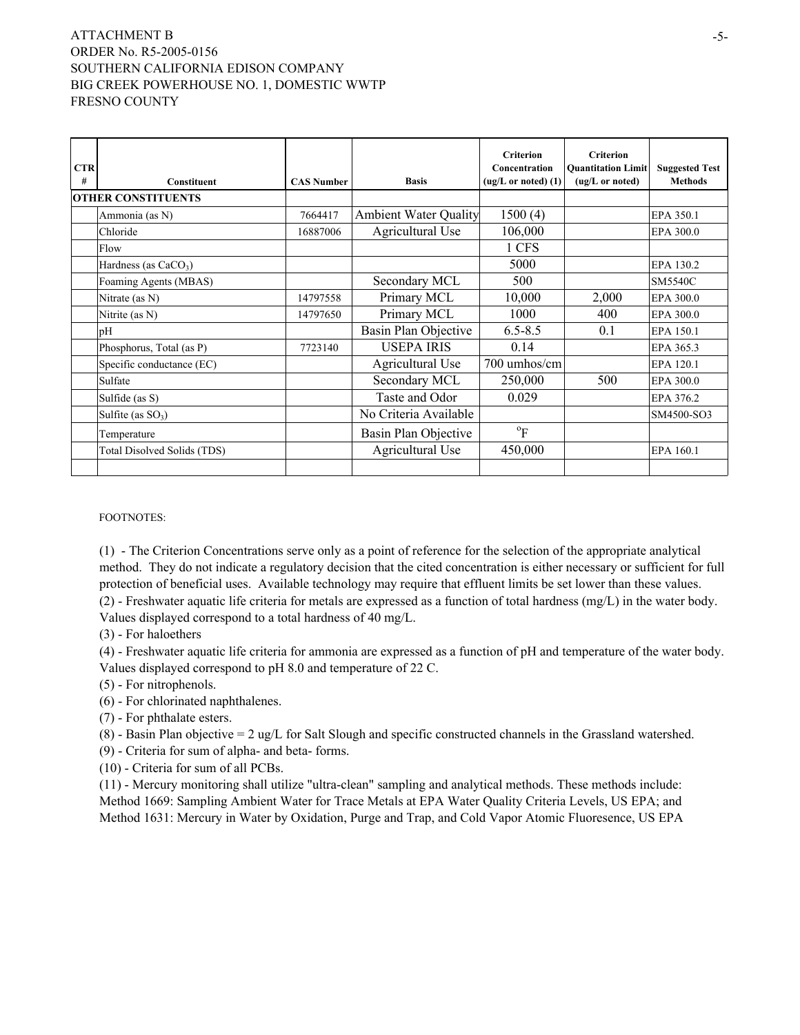ATTACHMENT B
ORDER No. R5-2005-0156
SOUTHERN CALIFORNIA EDISON COMPANY
BIG CREEK POWERHOUSE NO. 1, DOMESTIC WWTP
FRESNO COUNTY

| CTR # | Constituent | CAS Number | Basis | Criterion Concentration (ug/L or noted) (1) | Criterion Quantitation Limit (ug/L or noted) | Suggested Test Methods |
|---|---|---|---|---|---|---|
| **OTHER CONSTITUENTS** | | | | | | |
| | Ammonia (as N) | 7664417 | Ambient Water Quality | 1500 (4) | | EPA 350.1 |
| | Chloride | 16887006 | Agricultural Use | 106,000 | | EPA 300.0 |
| | Flow | | | 1 CFS | | |
| | Hardness (as $CaCO_3$) | | | 5000 | | EPA 130.2 |
| | Foaming Agents (MBAS) | | Secondary MCL | 500 | | SM5540C |
| | Nitrate (as N) | 14797558 | Primary MCL | 10,000 | 2,000 | EPA 300.0 |
| | Nitrite (as N) | 14797650 | Primary MCL | 1000 | 400 | EPA 300.0 |
| | pH | | Basin Plan Objective | 6.5-8.5 | 0.1 | EPA 150.1 |
| | Phosphorus, Total (as P) | 7723140 | USEPA IRIS | 0.14 | | EPA 365.3 |
| | Specific conductance (EC) | | Agricultural Use | 700 umhos/cm | | EPA 120.1 |
| | Sulfate | | Secondary MCL | 250,000 | 500 | EPA 300.0 |
| | Sulfide (as S) | | Taste and Odor | 0.029 | | EPA 376.2 |
| | Sulfite (as $SO_3$) | | No Criteria Available | | | SM4500-SO3 |
| | Temperature | | Basin Plan Objective | $^{o}F$ | | |
| | Total Disolved Solids (TDS) | | Agricultural Use | 450,000 | | EPA 160.1 |
| | | | | | | |

FOOTNOTES:

(1) - The Criterion Concentrations serve only as a point of reference for the selection of the appropriate analytical method. They do not indicate a regulatory decision that the cited concentration is either necessary or sufficient for full protection of beneficial uses. Available technology may require that effluent limits be set lower than these values.

(2) - Freshwater aquatic life criteria for metals are expressed as a function of total hardness (mg/L) in the water body. Values displayed correspond to a total hardness of 40 mg/L.

(3) - For haloethers

(4) - Freshwater aquatic life criteria for ammonia are expressed as a function of pH and temperature of the water body. Values displayed correspond to pH 8.0 and temperature of 22 C.

(5) - For nitrophenols.

(6) - For chlorinated naphthalenes.

(7) - For phthalate esters.

(8) - Basin Plan objective = 2 ug/L for Salt Slough and specific constructed channels in the Grassland watershed.

(9) - Criteria for sum of alpha- and beta- forms.

(10) - Criteria for sum of all PCBs.

(11) - Mercury monitoring shall utilize "ultra-clean" sampling and analytical methods. These methods include: Method 1669: Sampling Ambient Water for Trace Metals at EPA Water Quality Criteria Levels, US EPA; and Method 1631: Mercury in Water by Oxidation, Purge and Trap, and Cold Vapor Atomic Fluoresence, US EPA